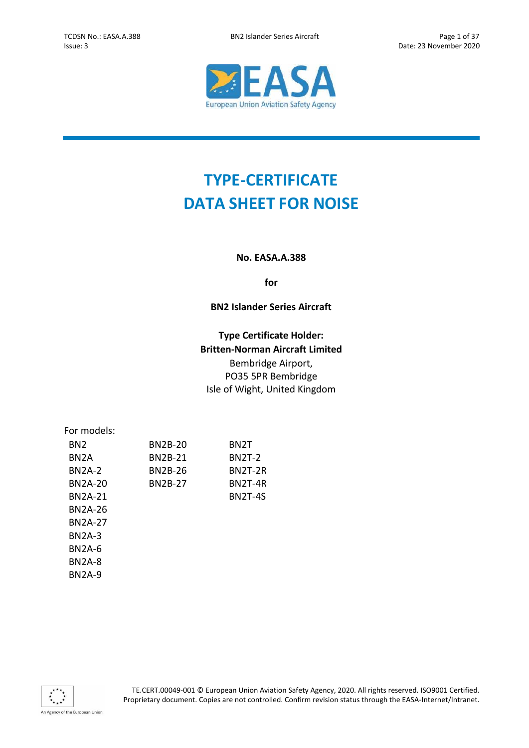# TYPE-CERTIFICATE DATA SHEET FOR NOISE

**No. EASA.A.388**

**for**

**BN2 Islander Series Aircraft**

**Type Certificate Holder:**
**Britten-Norman Aircraft Limited**
Bembridge Airport,
PO35 5PR Bembridge
Isle of Wight, United Kingdom

For models:

| | | |
|---|---|---|
| BN2 | BN2B-20 | BN2T |
| BN2A | BN2B-21 | BN2T-2 |
| BN2A-2 | BN2B-26 | BN2T-2R |
| BN2A-20 | BN2B-27 | BN2T-4R |
| BN2A-21 | | BN2T-4S |
| BN2A-26 | | |
| BN2A-27 | | |
| BN2A-3 | | |
| BN2A-6 | | |
| BN2A-8 | | |
| BN2A-9 | | |

TE.CERT.00049-001 © European Union Aviation Safety Agency, 2020. All rights reserved. ISO9001 Certified. Proprietary document. Copies are not controlled. Confirm revision status through the EASA-Internet/Intranet.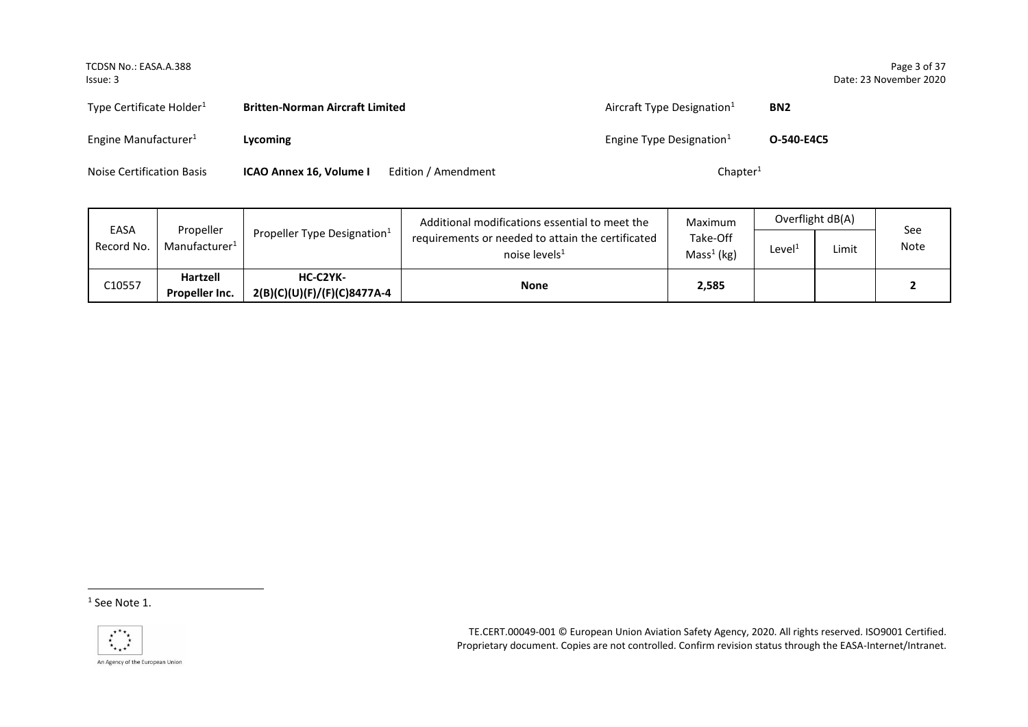| Type Certificate Holder[1] | **Britten-Norman Aircraft Limited** | | Aircraft Type Designation[1] | **BN2** |
|---|---|---|---|---|
| Engine Manufacturer[1] | **Lycoming** | | Engine Type Designation[1] | **O-540-E4C5** |
| Noise Certification Basis | **ICAO Annex 16, Volume I** | Edition / Amendment | Chapter[1] | |

| EASA Record No. | Propeller Manufacturer[1] | Propeller Type Designation[1] | Additional modifications essential to meet the requirements or needed to attain the certificated noise levels[1] | Maximum Take-Off Mass[1] (kg) | Overflight dB(A) | | See Note |
|---|---|---|---|---|---|---|---|
| | | | | | Level[1] | Limit | |
| C10557 | **Hartzell Propeller Inc.** | **HC-C2YK-2(B)(C)(U)(F)/(F)(C)8477A-4** | **None** | **2,585** | | | **2** |

[1] See Note 1.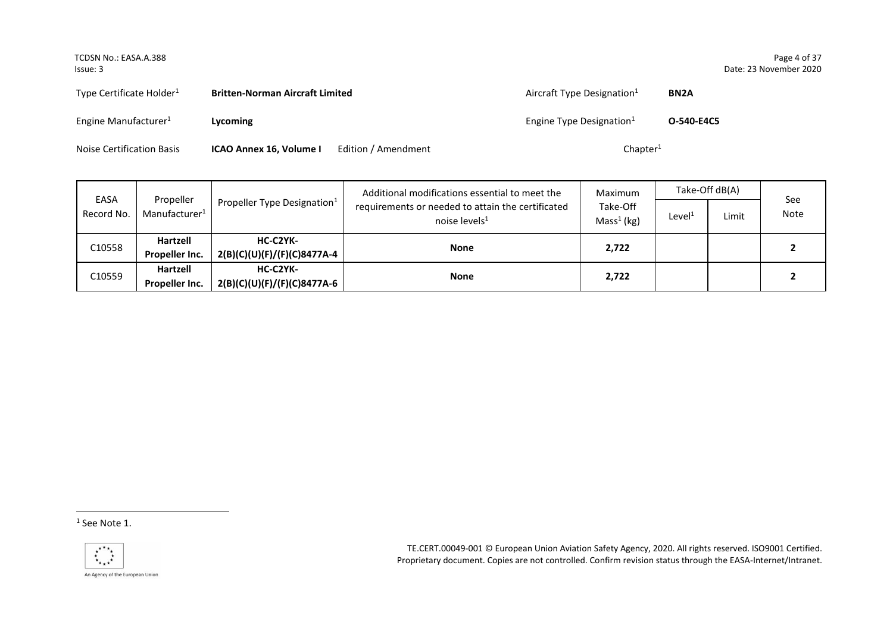Type Certificate Holder[1] **Britten-Norman Aircraft Limited** Aircraft Type Designation[1] **BN2A**

Engine Manufacturer[1] **Lycoming** Engine Type Designation[1] **O-540-E4C5**

Noise Certification Basis **ICAO Annex 16, Volume I** Edition / Amendment Chapter[1]

| EASA Record No. | Propeller Manufacturer[1] | Propeller Type Designation[1] | Additional modifications essential to meet the requirements or needed to attain the certificated noise levels[1] | Maximum Take-Off Mass[1] (kg) | Take-Off dB(A) | | See Note |
|---|---|---|---|---|---|---|---|
| | | | | | Level[1] | Limit | |
| C10558 | **Hartzell Propeller Inc.** | **HC-C2YK-2(B)(C)(U)(F)/(F)(C)8477A-4** | **None** | **2,722** | | | **2** |
| C10559 | **Hartzell Propeller Inc.** | **HC-C2YK-2(B)(C)(U)(F)/(F)(C)8477A-6** | **None** | **2,722** | | | **2** |

[1] See Note 1.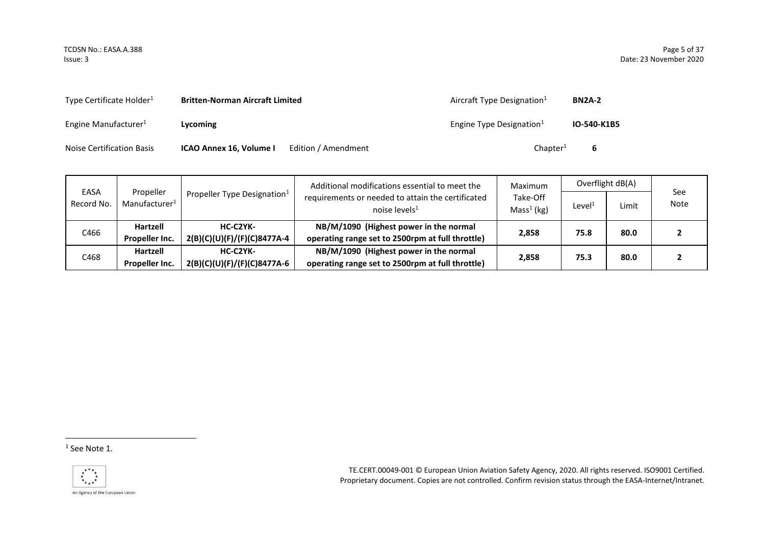| | | | |
|---|---|---|---|
| Type Certificate Holder[1] | **Britten-Norman Aircraft Limited** | Aircraft Type Designation[1] | **BN2A-2** |
| Engine Manufacturer[1] | **Lycoming** | Engine Type Designation[1] | **IO-540-K1B5** |
| Noise Certification Basis | **ICAO Annex 16, Volume I** Edition / Amendment | Chapter[1] | **6** |

| EASA Record No. | Propeller Manufacturer[1] | Propeller Type Designation[1] | Additional modifications essential to meet the requirements or needed to attain the certificated noise levels[1] | Maximum Take-Off Mass[1] (kg) | Overflight dB(A) | | See Note |
|---|---|---|---|---|---|---|---|
| | | | | | Level[1] | Limit | |
| C466 | **Hartzell Propeller Inc.** | **HC-C2YK-2(B)(C)(U)(F)/(F)(C)8477A-4** | **NB/M/1090 (Highest power in the normal operating range set to 2500rpm at full throttle)** | **2,858** | **75.8** | **80.0** | **2** |
| C468 | **Hartzell Propeller Inc.** | **HC-C2YK-2(B)(C)(U)(F)/(F)(C)8477A-6** | **NB/M/1090 (Highest power in the normal operating range set to 2500rpm at full throttle)** | **2,858** | **75.3** | **80.0** | **2** |

[1] See Note 1.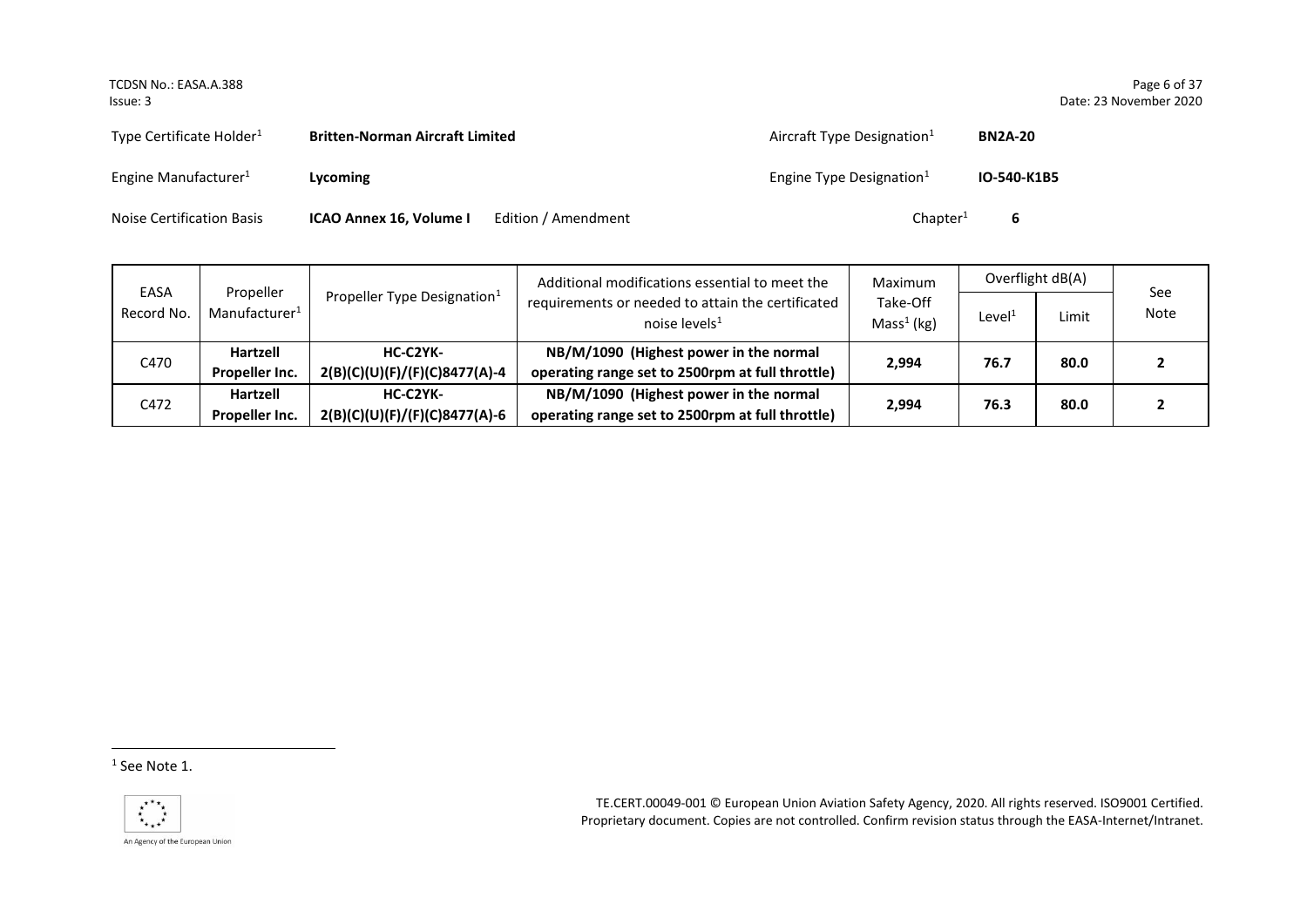| Type Certificate Holder[1] | **Britten-Norman Aircraft Limited** | | Aircraft Type Designation[1] | **BN2A-20** |
|---|---|---|---|---|
| Engine Manufacturer[1] | **Lycoming** | | Engine Type Designation[1] | **IO-540-K1B5** |
| Noise Certification Basis | **ICAO Annex 16, Volume I** | Edition / Amendment | Chapter[1] | **6** |

| EASA Record No. | Propeller Manufacturer[1] | Propeller Type Designation[1] | Additional modifications essential to meet the requirements or needed to attain the certificated noise levels[1] | Maximum Take-Off Mass[1] (kg) | Overflight dB(A) | | See Note |
|---|---|---|---|---|---|---|---|
| | | | | | Level[1] | Limit | |
| C470 | **Hartzell Propeller Inc.** | **HC-C2YK-2(B)(C)(U)(F)/(F)(C)8477(A)-4** | **NB/M/1090 (Highest power in the normal operating range set to 2500rpm at full throttle)** | **2,994** | **76.7** | **80.0** | **2** |
| C472 | **Hartzell Propeller Inc.** | **HC-C2YK-2(B)(C)(U)(F)/(F)(C)8477(A)-6** | **NB/M/1090 (Highest power in the normal operating range set to 2500rpm at full throttle)** | **2,994** | **76.3** | **80.0** | **2** |

[1] See Note 1.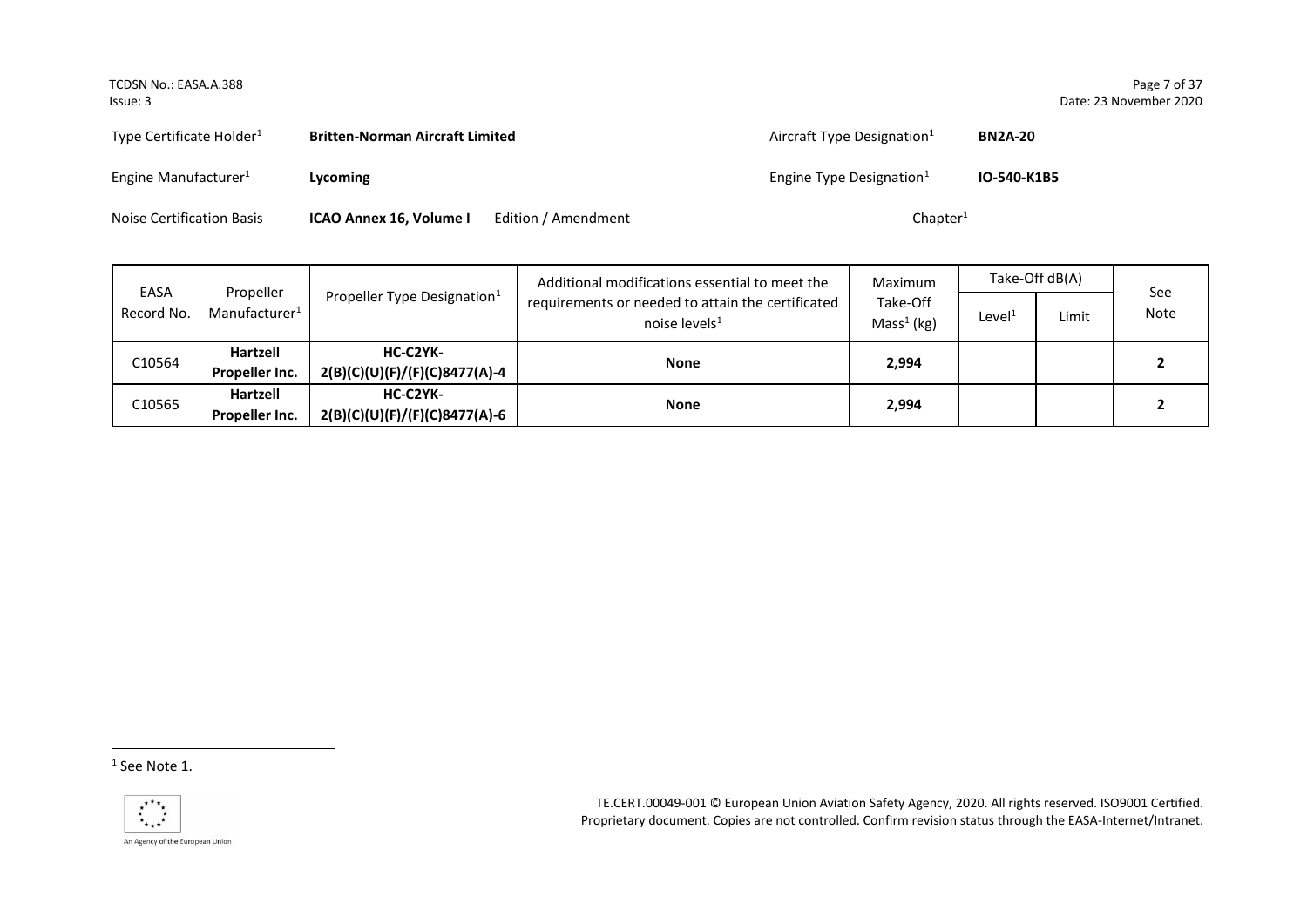| Type Certificate Holder[1] | **Britten-Norman Aircraft Limited** | | Aircraft Type Designation[1] | **BN2A-20** |
|---|---|---|---|---|
| Engine Manufacturer[1] | **Lycoming** | | Engine Type Designation[1] | **IO-540-K1B5** |
| Noise Certification Basis | **ICAO Annex 16, Volume I** | Edition / Amendment | Chapter[1] | |

| EASA Record No. | Propeller Manufacturer[1] | Propeller Type Designation[1] | Additional modifications essential to meet the requirements or needed to attain the certificated noise levels[1] | Maximum Take-Off Mass[1] (kg) | Take-Off dB(A) | | See Note |
|---|---|---|---|---|---|---|---|
| | | | | | Level[1] | Limit | |
| C10564 | **Hartzell Propeller Inc.** | **HC-C2YK-2(B)(C)(U)(F)/(F)(C)8477(A)-4** | **None** | **2,994** | | | **2** |
| C10565 | **Hartzell Propeller Inc.** | **HC-C2YK-2(B)(C)(U)(F)/(F)(C)8477(A)-6** | **None** | **2,994** | | | **2** |

[1] See Note 1.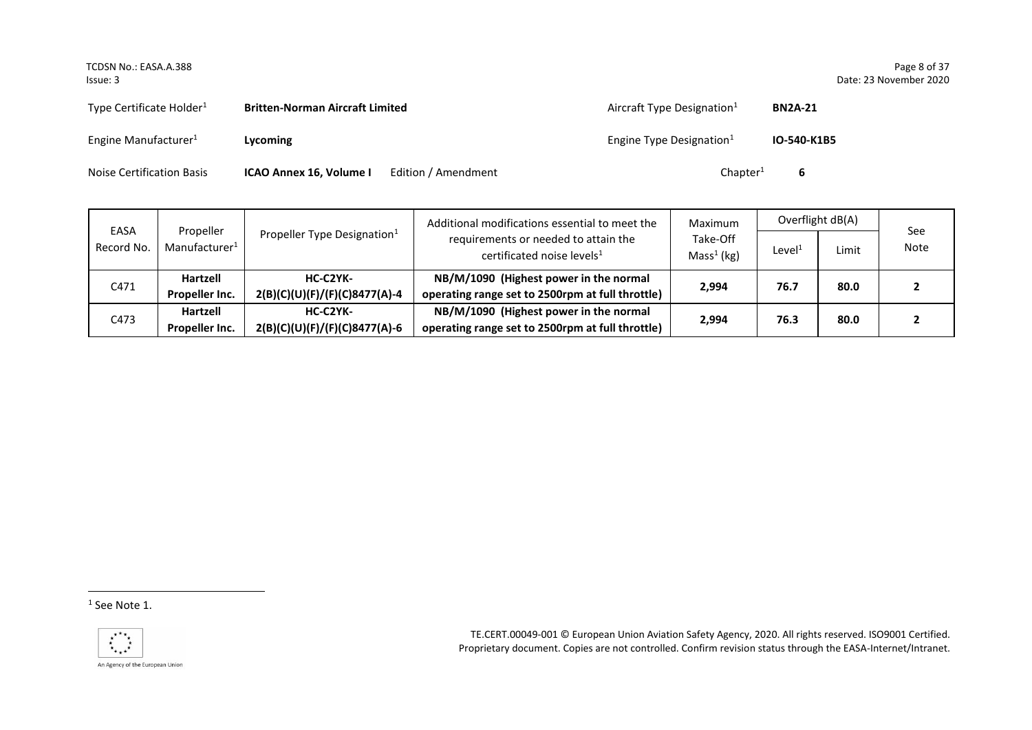| Type Certificate Holder[1] | **Britten-Norman Aircraft Limited** | | Aircraft Type Designation[1] | **BN2A-21** |
|---|---|---|---|---|
| Engine Manufacturer[1] | **Lycoming** | | Engine Type Designation[1] | **IO-540-K1B5** |
| Noise Certification Basis | **ICAO Annex 16, Volume I** | Edition / Amendment | Chapter[1] | **6** |

| EASA Record No. | Propeller Manufacturer[1] | Propeller Type Designation[1] | Additional modifications essential to meet the requirements or needed to attain the certificated noise levels[1] | Maximum Take-Off Mass[1] (kg) | Overflight dB(A) | | See Note |
|---|---|---|---|---|---|---|---|
| | | | | | Level[1] | Limit | |
| C471 | **Hartzell Propeller Inc.** | **HC-C2YK-2(B)(C)(U)(F)/(F)(C)8477(A)-4** | **NB/M/1090 (Highest power in the normal operating range set to 2500rpm at full throttle)** | **2,994** | **76.7** | **80.0** | **2** |
| C473 | **Hartzell Propeller Inc.** | **HC-C2YK-2(B)(C)(U)(F)/(F)(C)8477(A)-6** | **NB/M/1090 (Highest power in the normal operating range set to 2500rpm at full throttle)** | **2,994** | **76.3** | **80.0** | **2** |

[1] See Note 1.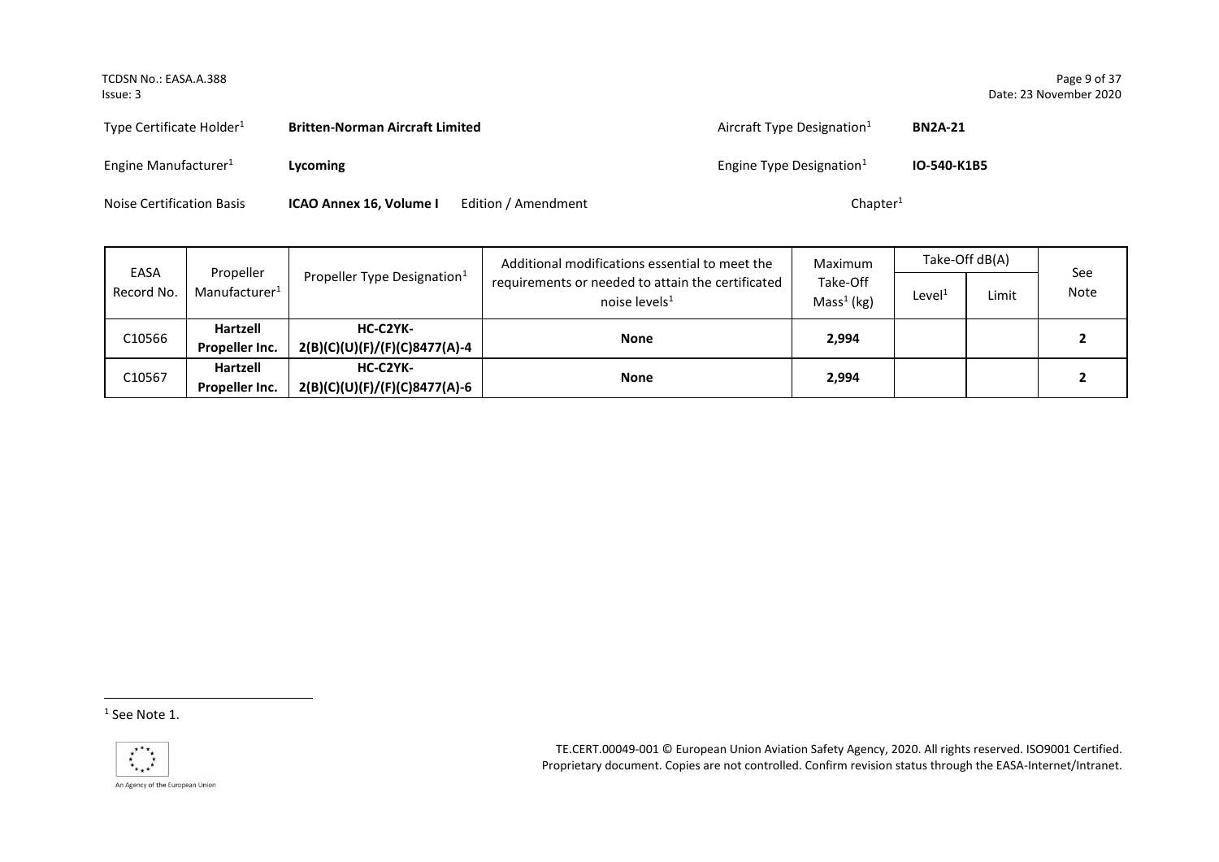Type Certificate Holder[1] **Britten-Norman Aircraft Limited** Aircraft Type Designation[1] **BN2A-21**

Engine Manufacturer[1] **Lycoming** Engine Type Designation[1] **IO-540-K1B5**

Noise Certification Basis **ICAO Annex 16, Volume I** Edition / Amendment Chapter[1]

| EASA Record No. | Propeller Manufacturer[1] | Propeller Type Designation[1] | Additional modifications essential to meet the requirements or needed to attain the certificated noise levels[1] | Maximum Take-Off Mass[1] (kg) | Take-Off dB(A) | | See Note |
|---|---|---|---|---|---|---|---|
| | | | | | Level[1] | Limit | |
| C10566 | **Hartzell Propeller Inc.** | **HC-C2YK-2(B)(C)(U)(F)/(F)(C)8477(A)-4** | **None** | **2,994** | | | **2** |
| C10567 | **Hartzell Propeller Inc.** | **HC-C2YK-2(B)(C)(U)(F)/(F)(C)8477(A)-6** | **None** | **2,994** | | | **2** |

[1] See Note 1.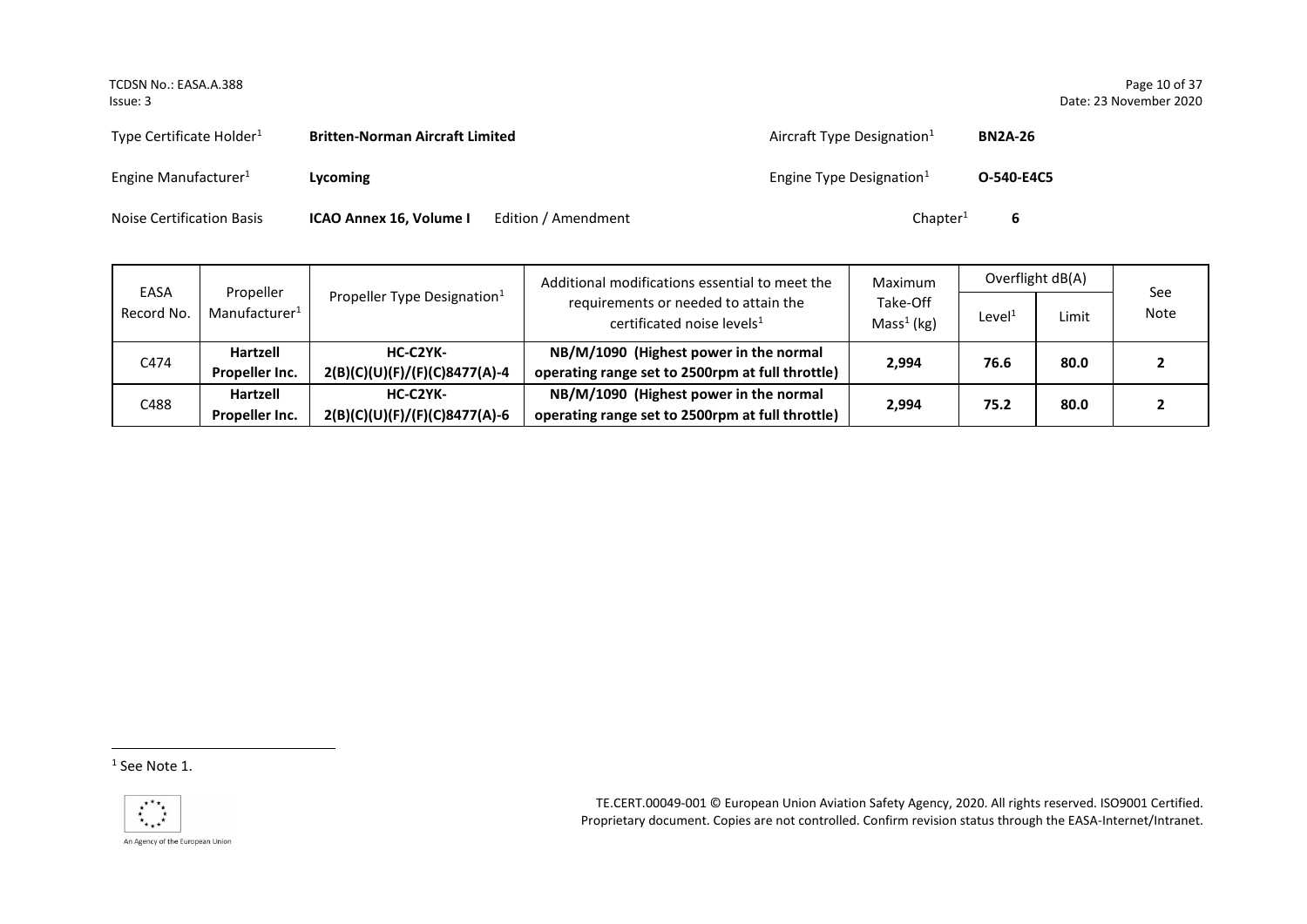| Type Certificate Holder[1] | **Britten-Norman Aircraft Limited** | | Aircraft Type Designation[1] | **BN2A-26** |
|---|---|---|---|---|
| Engine Manufacturer[1] | **Lycoming** | | Engine Type Designation[1] | **O-540-E4C5** |
| Noise Certification Basis | **ICAO Annex 16, Volume I** | Edition / Amendment | Chapter[1] | **6** |

| EASA Record No. | Propeller Manufacturer[1] | Propeller Type Designation[1] | Additional modifications essential to meet the requirements or needed to attain the certificated noise levels[1] | Maximum Take-Off Mass[1] (kg) | Overflight dB(A) | | See Note |
|---|---|---|---|---|---|---|---|
| | | | | | Level[1] | Limit | |
| C474 | **Hartzell Propeller Inc.** | **HC-C2YK-2(B)(C)(U)(F)/(F)(C)8477(A)-4** | **NB/M/1090 (Highest power in the normal operating range set to 2500rpm at full throttle)** | **2,994** | **76.6** | **80.0** | **2** |
| C488 | **Hartzell Propeller Inc.** | **HC-C2YK-2(B)(C)(U)(F)/(F)(C)8477(A)-6** | **NB/M/1090 (Highest power in the normal operating range set to 2500rpm at full throttle)** | **2,994** | **75.2** | **80.0** | **2** |

[1] See Note 1.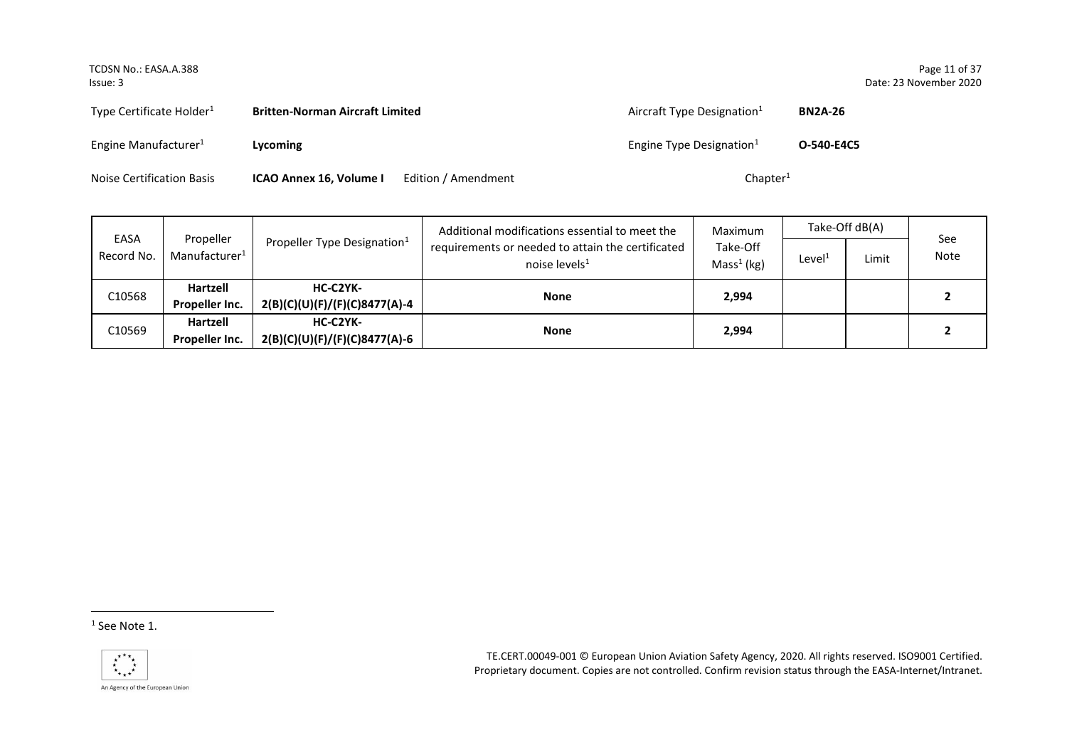| Type Certificate Holder[1] | **Britten-Norman Aircraft Limited** | | Aircraft Type Designation[1] | **BN2A-26** |
|---|---|---|---|---|
| Engine Manufacturer[1] | **Lycoming** | | Engine Type Designation[1] | **O-540-E4C5** |
| Noise Certification Basis | **ICAO Annex 16, Volume I** | Edition / Amendment | Chapter[1] | |

| EASA Record No. | Propeller Manufacturer[1] | Propeller Type Designation[1] | Additional modifications essential to meet the requirements or needed to attain the certificated noise levels[1] | Maximum Take-Off Mass[1] (kg) | Take-Off dB(A) | | See Note |
|---|---|---|---|---|---|---|---|
| | | | | | Level[1] | Limit | |
| C10568 | **Hartzell Propeller Inc.** | **HC-C2YK-2(B)(C)(U)(F)/(F)(C)8477(A)-4** | **None** | **2,994** | | | **2** |
| C10569 | **Hartzell Propeller Inc.** | **HC-C2YK-2(B)(C)(U)(F)/(F)(C)8477(A)-6** | **None** | **2,994** | | | **2** |

[1] See Note 1.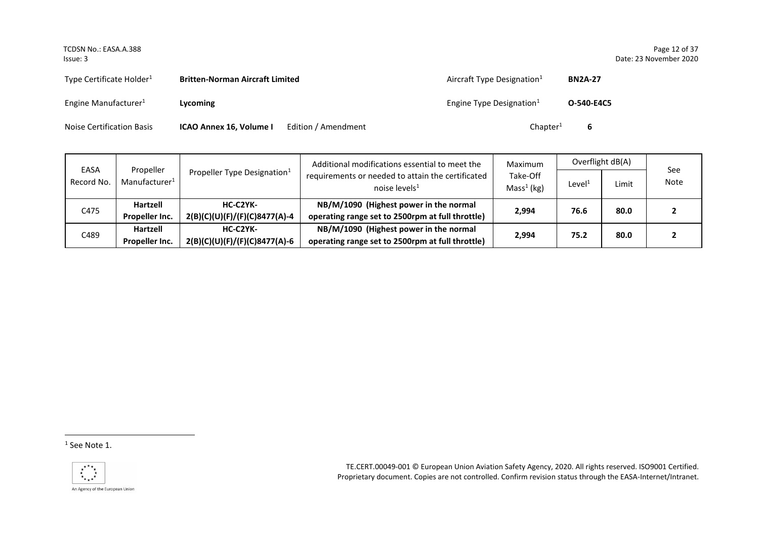| Type Certificate Holder[1] | **Britten-Norman Aircraft Limited** | | Aircraft Type Designation[1] | **BN2A-27** |
|---|---|---|---|---|
| Engine Manufacturer[1] | **Lycoming** | | Engine Type Designation[1] | **O-540-E4C5** |
| Noise Certification Basis | **ICAO Annex 16, Volume I** | Edition / Amendment | Chapter[1] | **6** |

| EASA Record No. | Propeller Manufacturer[1] | Propeller Type Designation[1] | Additional modifications essential to meet the requirements or needed to attain the certificated noise levels[1] | Maximum Take-Off Mass[1] (kg) | Overflight dB(A) | | See Note |
|---|---|---|---|---|---|---|---|
| | | | | | Level[1] | Limit | |
| C475 | **Hartzell Propeller Inc.** | **HC-C2YK-2(B)(C)(U)(F)/(F)(C)8477(A)-4** | **NB/M/1090 (Highest power in the normal operating range set to 2500rpm at full throttle)** | **2,994** | **76.6** | **80.0** | **2** |
| C489 | **Hartzell Propeller Inc.** | **HC-C2YK-2(B)(C)(U)(F)/(F)(C)8477(A)-6** | **NB/M/1090 (Highest power in the normal operating range set to 2500rpm at full throttle)** | **2,994** | **75.2** | **80.0** | **2** |

[1] See Note 1.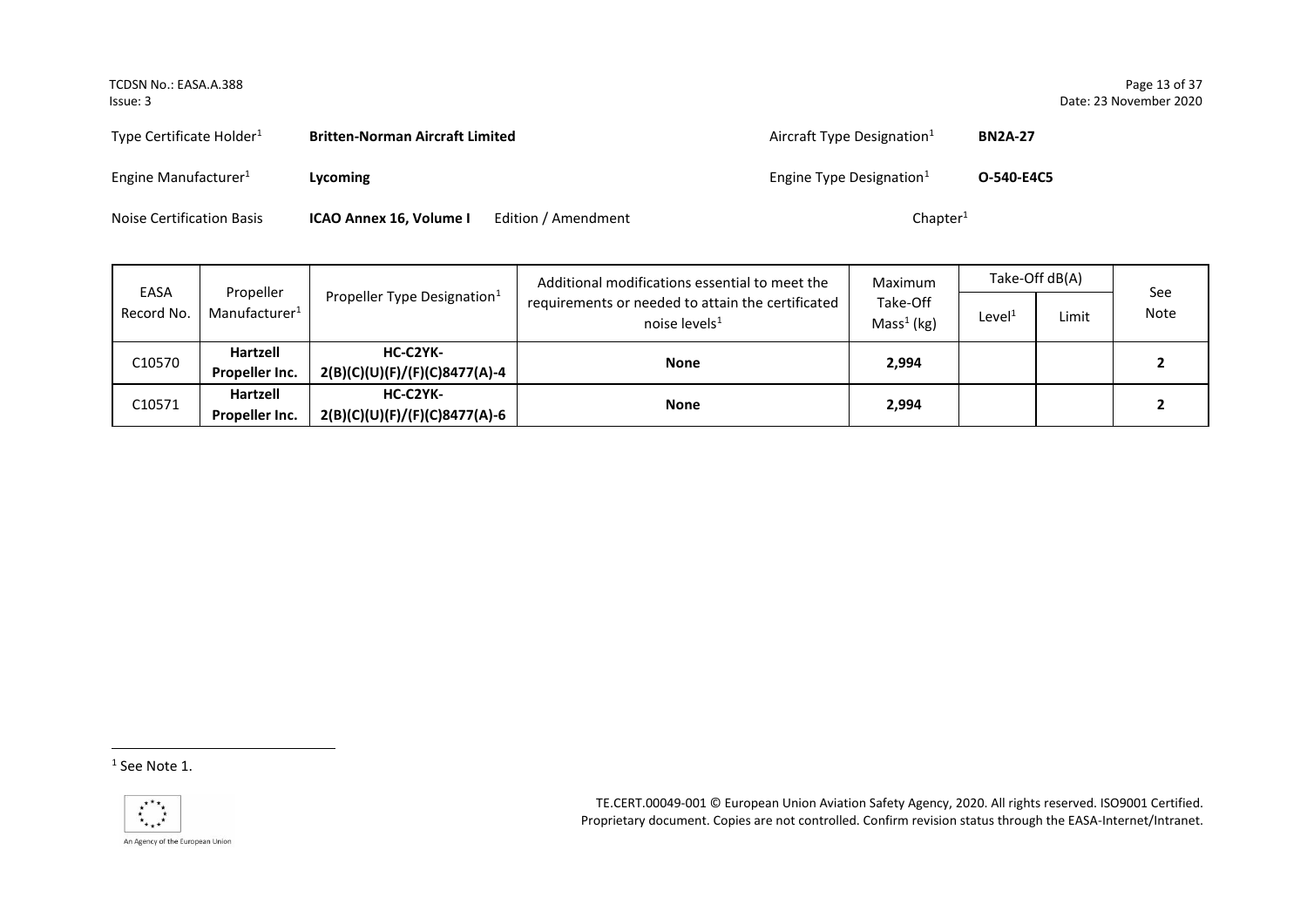| Type Certificate Holder[1] | **Britten-Norman Aircraft Limited** | Aircraft Type Designation[1] | **BN2A-27** |
|---|---|---|---|
| Engine Manufacturer[1] | **Lycoming** | Engine Type Designation[1] | **O-540-E4C5** |
| Noise Certification Basis | **ICAO Annex 16, Volume I** Edition / Amendment | Chapter[1] | |

| EASA Record No. | Propeller Manufacturer[1] | Propeller Type Designation[1] | Additional modifications essential to meet the requirements or needed to attain the certificated noise levels[1] | Maximum Take-Off Mass[1] (kg) | Take-Off dB(A) | | See Note |
|---|---|---|---|---|---|---|---|
| | | | | | Level[1] | Limit | |
| C10570 | **Hartzell Propeller Inc.** | **HC-C2YK-2(B)(C)(U)(F)/(F)(C)8477(A)-4** | **None** | **2,994** | | | **2** |
| C10571 | **Hartzell Propeller Inc.** | **HC-C2YK-2(B)(C)(U)(F)/(F)(C)8477(A)-6** | **None** | **2,994** | | | **2** |

[1] See Note 1.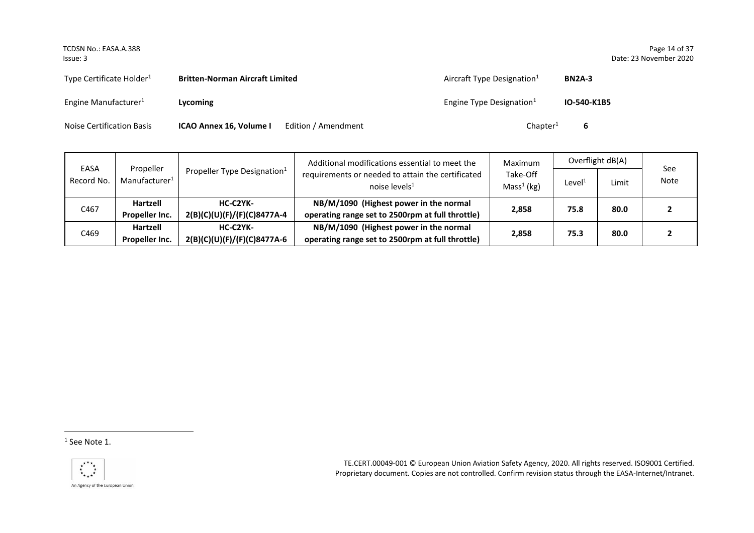| Type Certificate Holder[1] | **Britten-Norman Aircraft Limited** | | Aircraft Type Designation[1] | **BN2A-3** |
|---|---|---|---|---|
| Engine Manufacturer[1] | **Lycoming** | | Engine Type Designation[1] | **IO-540-K1B5** |
| Noise Certification Basis | **ICAO Annex 16, Volume I** | Edition / Amendment | Chapter[1] | **6** |

| EASA Record No. | Propeller Manufacturer[1] | Propeller Type Designation[1] | Additional modifications essential to meet the requirements or needed to attain the certificated noise levels[1] | Maximum Take-Off Mass[1] (kg) | Overflight dB(A) | | See Note |
|---|---|---|---|---|---|---|---|
| | | | | | Level[1] | Limit | |
| C467 | **Hartzell Propeller Inc.** | **HC-C2YK-2(B)(C)(U)(F)/(F)(C)8477A-4** | **NB/M/1090 (Highest power in the normal operating range set to 2500rpm at full throttle)** | **2,858** | **75.8** | **80.0** | **2** |
| C469 | **Hartzell Propeller Inc.** | **HC-C2YK-2(B)(C)(U)(F)/(F)(C)8477A-6** | **NB/M/1090 (Highest power in the normal operating range set to 2500rpm at full throttle)** | **2,858** | **75.3** | **80.0** | **2** |

[1] See Note 1.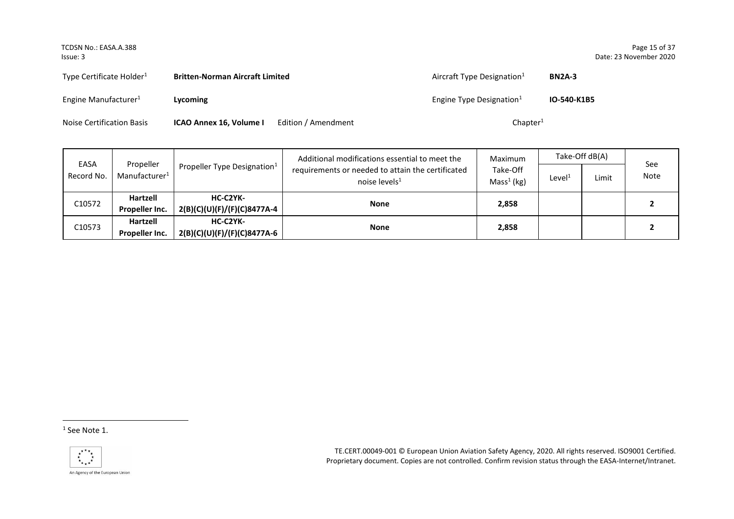| Type Certificate Holder[1] | **Britten-Norman Aircraft Limited** | Aircraft Type Designation[1] | **BN2A-3** |
|---|---|---|---|
| Engine Manufacturer[1] | **Lycoming** | Engine Type Designation[1] | **IO-540-K1B5** |
| Noise Certification Basis | **ICAO Annex 16, Volume I** Edition / Amendment | Chapter[1] | |

| EASA Record No. | Propeller Manufacturer[1] | Propeller Type Designation[1] | Additional modifications essential to meet the requirements or needed to attain the certificated noise levels[1] | Maximum Take-Off Mass[1] (kg) | Take-Off dB(A) | | See Note |
|---|---|---|---|---|---|---|---|
| | | | | | Level[1] | Limit | |
| C10572 | **Hartzell Propeller Inc.** | **HC-C2YK-2(B)(C)(U)(F)/(F)(C)8477A-4** | **None** | **2,858** | | | **2** |
| C10573 | **Hartzell Propeller Inc.** | **HC-C2YK-2(B)(C)(U)(F)/(F)(C)8477A-6** | **None** | **2,858** | | | **2** |

[1] See Note 1.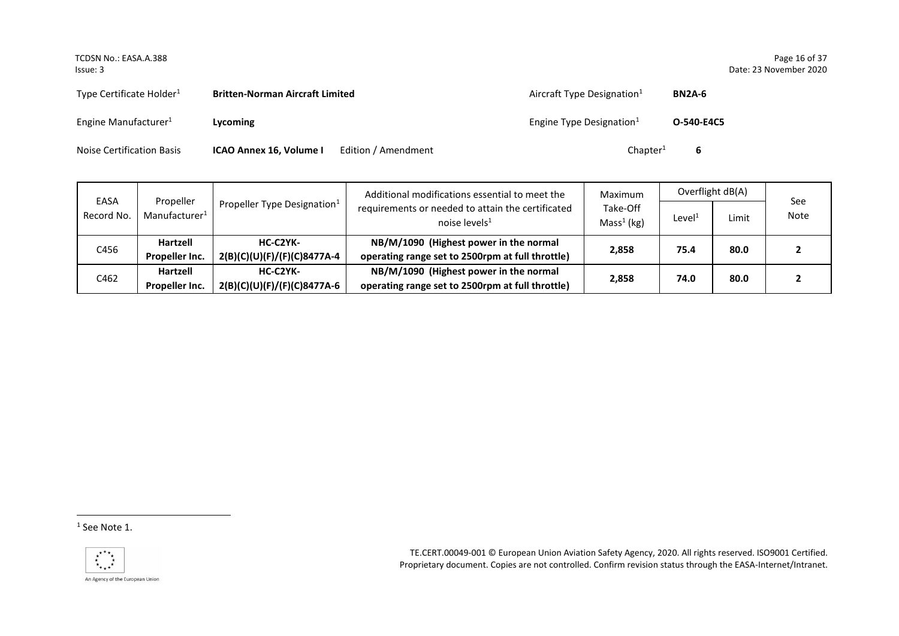| Type Certificate Holder[1] | **Britten-Norman Aircraft Limited** | | Aircraft Type Designation[1] | **BN2A-6** |
|---|---|---|---|---|
| Engine Manufacturer[1] | **Lycoming** | | Engine Type Designation[1] | **O-540-E4C5** |
| Noise Certification Basis | **ICAO Annex 16, Volume I** | Edition / Amendment | Chapter[1] | **6** |

| EASA Record No. | Propeller Manufacturer[1] | Propeller Type Designation[1] | Additional modifications essential to meet the requirements or needed to attain the certificated noise levels[1] | Maximum Take-Off Mass[1] (kg) | Overflight dB(A) | | See Note |
|---|---|---|---|---|---|---|---|
| | | | | | Level[1] | Limit | |
| C456 | **Hartzell Propeller Inc.** | **HC-C2YK-2(B)(C)(U)(F)/(F)(C)8477A-4** | **NB/M/1090 (Highest power in the normal operating range set to 2500rpm at full throttle)** | **2,858** | **75.4** | **80.0** | **2** |
| C462 | **Hartzell Propeller Inc.** | **HC-C2YK-2(B)(C)(U)(F)/(F)(C)8477A-6** | **NB/M/1090 (Highest power in the normal operating range set to 2500rpm at full throttle)** | **2,858** | **74.0** | **80.0** | **2** |

[1] See Note 1.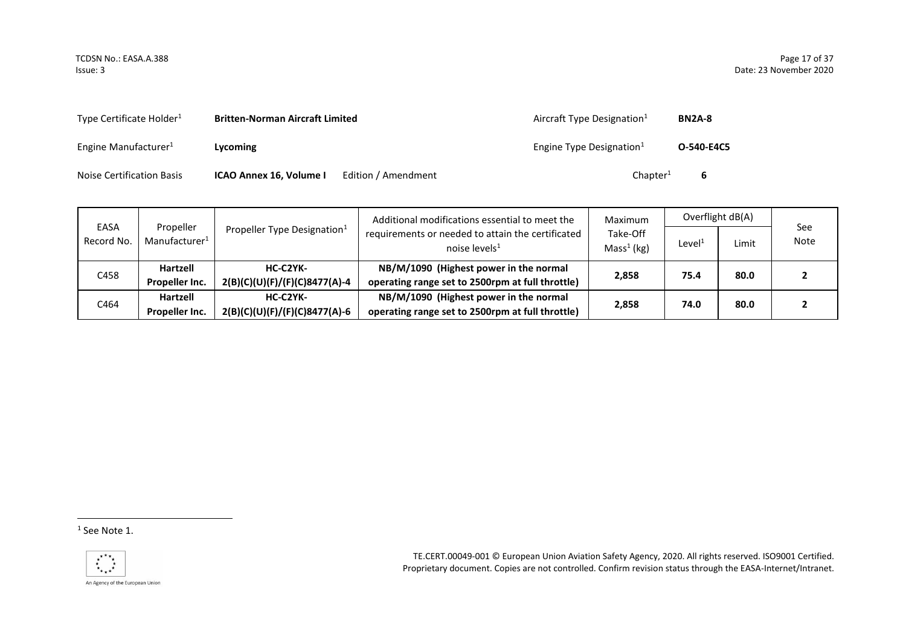| | | | |
|---|---|---|---|
| Type Certificate Holder[1] | **Britten-Norman Aircraft Limited** | Aircraft Type Designation[1] | **BN2A-8** |
| Engine Manufacturer[1] | **Lycoming** | Engine Type Designation[1] | **O-540-E4C5** |
| Noise Certification Basis | **ICAO Annex 16, Volume I** Edition / Amendment | Chapter[1] | **6** |

| EASA Record No. | Propeller Manufacturer[1] | Propeller Type Designation[1] | Additional modifications essential to meet the requirements or needed to attain the certificated noise levels[1] | Maximum Take-Off Mass[1] (kg) | Overflight dB(A) | | See Note |
|---|---|---|---|---|---|---|---|
| | | | | | Level[1] | Limit | |
| C458 | **Hartzell Propeller Inc.** | **HC-C2YK-2(B)(C)(U)(F)/(F)(C)8477(A)-4** | **NB/M/1090 (Highest power in the normal operating range set to 2500rpm at full throttle)** | **2,858** | **75.4** | **80.0** | **2** |
| C464 | **Hartzell Propeller Inc.** | **HC-C2YK-2(B)(C)(U)(F)/(F)(C)8477(A)-6** | **NB/M/1090 (Highest power in the normal operating range set to 2500rpm at full throttle)** | **2,858** | **74.0** | **80.0** | **2** |

[1] See Note 1.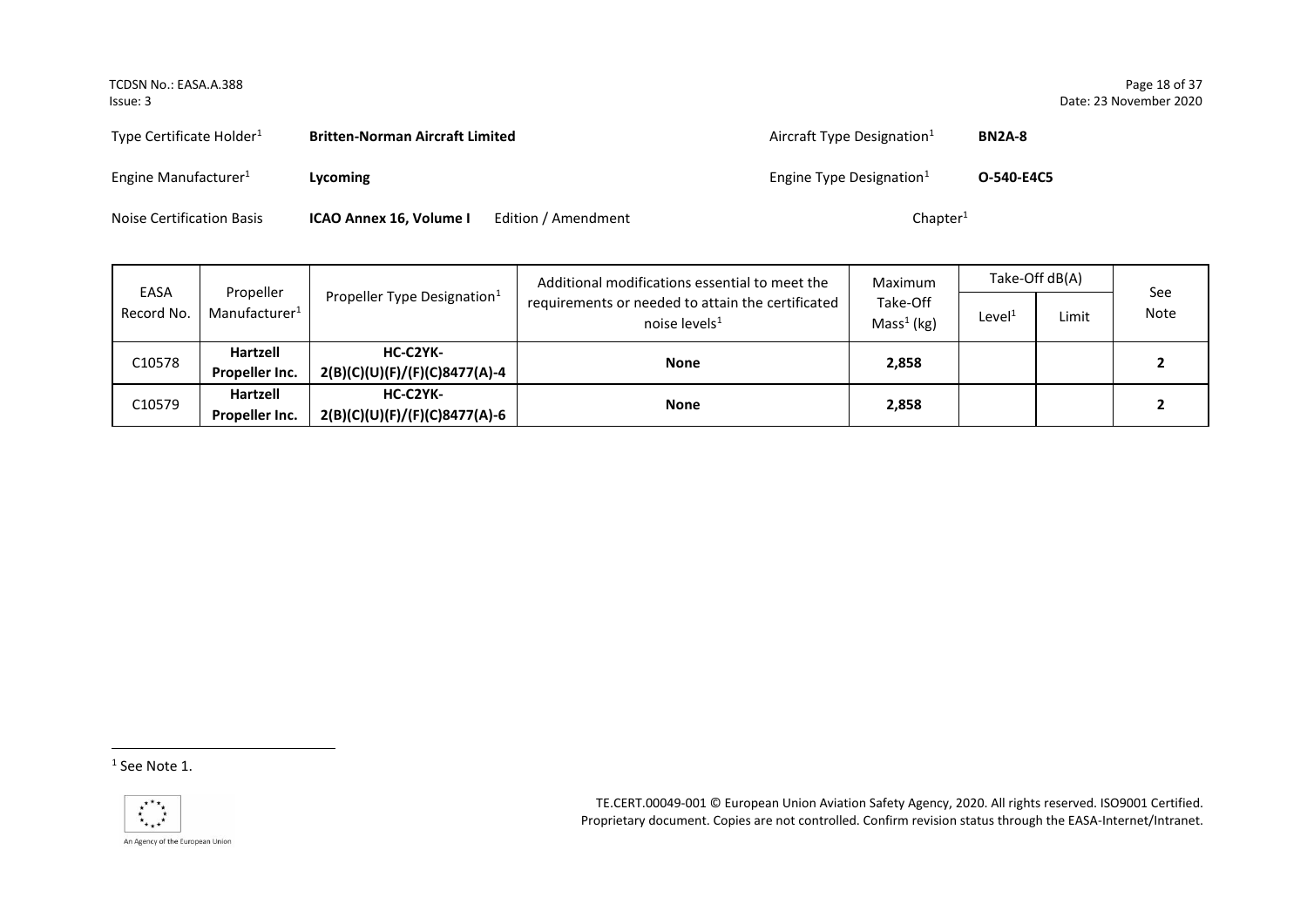Type Certificate Holder[1] **Britten-Norman Aircraft Limited** Aircraft Type Designation[1] **BN2A-8**

Engine Manufacturer[1] **Lycoming** Engine Type Designation[1] **O-540-E4C5**

Noise Certification Basis **ICAO Annex 16, Volume I** Edition / Amendment Chapter[1]

| EASA Record No. | Propeller Manufacturer[1] | Propeller Type Designation[1] | Additional modifications essential to meet the requirements or needed to attain the certificated noise levels[1] | Maximum Take-Off Mass[1] (kg) | Take-Off dB(A) | | See Note |
|---|---|---|---|---|---|---|---|
| | | | | | Level[1] | Limit | |
| C10578 | **Hartzell Propeller Inc.** | **HC-C2YK-2(B)(C)(U)(F)/(F)(C)8477(A)-4** | **None** | **2,858** | | | **2** |
| C10579 | **Hartzell Propeller Inc.** | **HC-C2YK-2(B)(C)(U)(F)/(F)(C)8477(A)-6** | **None** | **2,858** | | | **2** |

[1] See Note 1.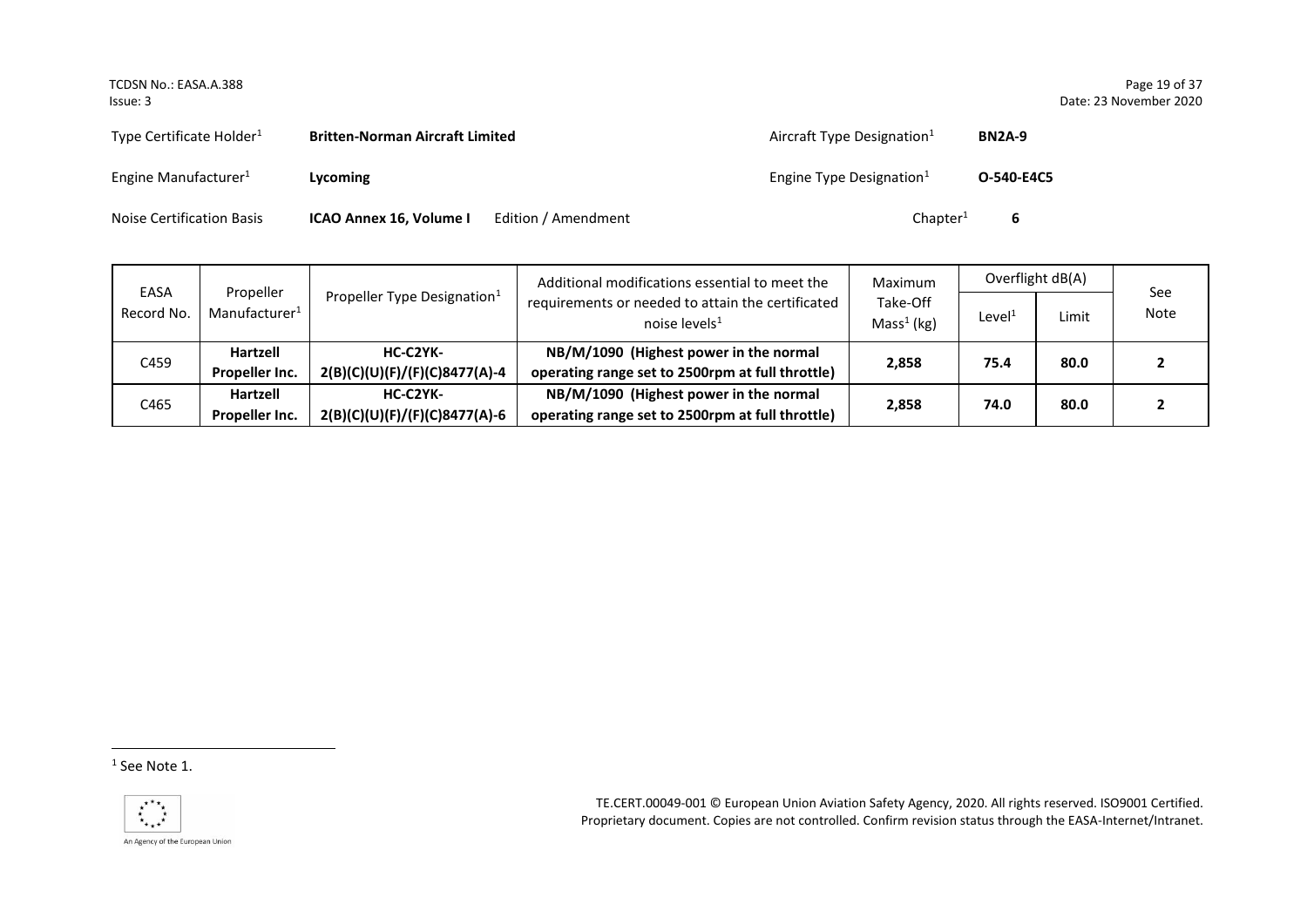| Type Certificate Holder[1] | **Britten-Norman Aircraft Limited** | Aircraft Type Designation[1] | **BN2A-9** |
|---|---|---|---|
| Engine Manufacturer[1] | **Lycoming** | Engine Type Designation[1] | **O-540-E4C5** |
| Noise Certification Basis | **ICAO Annex 16, Volume I** Edition / Amendment | Chapter[1] | **6** |

| EASA Record No. | Propeller Manufacturer[1] | Propeller Type Designation[1] | Additional modifications essential to meet the requirements or needed to attain the certificated noise levels[1] | Maximum Take-Off Mass[1] (kg) | Overflight dB(A) | | See Note |
|---|---|---|---|---|---|---|---|
| | | | | | Level[1] | Limit | |
| C459 | **Hartzell Propeller Inc.** | **HC-C2YK-2(B)(C)(U)(F)/(F)(C)8477(A)-4** | **NB/M/1090 (Highest power in the normal operating range set to 2500rpm at full throttle)** | **2,858** | **75.4** | **80.0** | **2** |
| C465 | **Hartzell Propeller Inc.** | **HC-C2YK-2(B)(C)(U)(F)/(F)(C)8477(A)-6** | **NB/M/1090 (Highest power in the normal operating range set to 2500rpm at full throttle)** | **2,858** | **74.0** | **80.0** | **2** |

[1] See Note 1.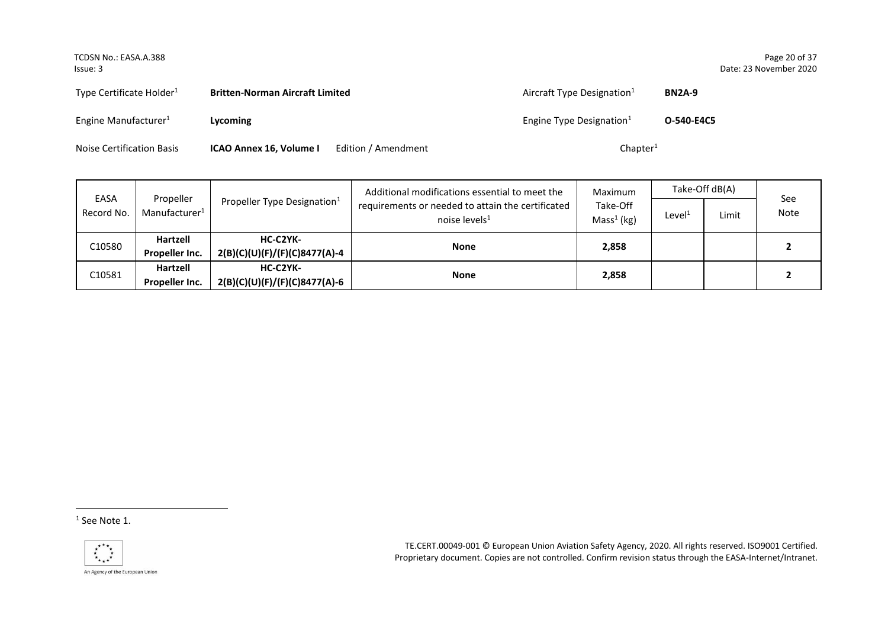Type Certificate Holder[1] **Britten-Norman Aircraft Limited** Aircraft Type Designation[1] **BN2A-9**

Engine Manufacturer[1] **Lycoming** Engine Type Designation[1] **O-540-E4C5**

Noise Certification Basis **ICAO Annex 16, Volume I** Edition / Amendment Chapter[1]

| EASA Record No. | Propeller Manufacturer[1] | Propeller Type Designation[1] | Additional modifications essential to meet the requirements or needed to attain the certificated noise levels[1] | Maximum Take-Off Mass[1] (kg) | Take-Off dB(A) | | See Note |
|---|---|---|---|---|---|---|---|
| | | | | | Level[1] | Limit | |
| C10580 | **Hartzell Propeller Inc.** | **HC-C2YK-2(B)(C)(U)(F)/(F)(C)8477(A)-4** | **None** | **2,858** | | | **2** |
| C10581 | **Hartzell Propeller Inc.** | **HC-C2YK-2(B)(C)(U)(F)/(F)(C)8477(A)-6** | **None** | **2,858** | | | **2** |

[1] See Note 1.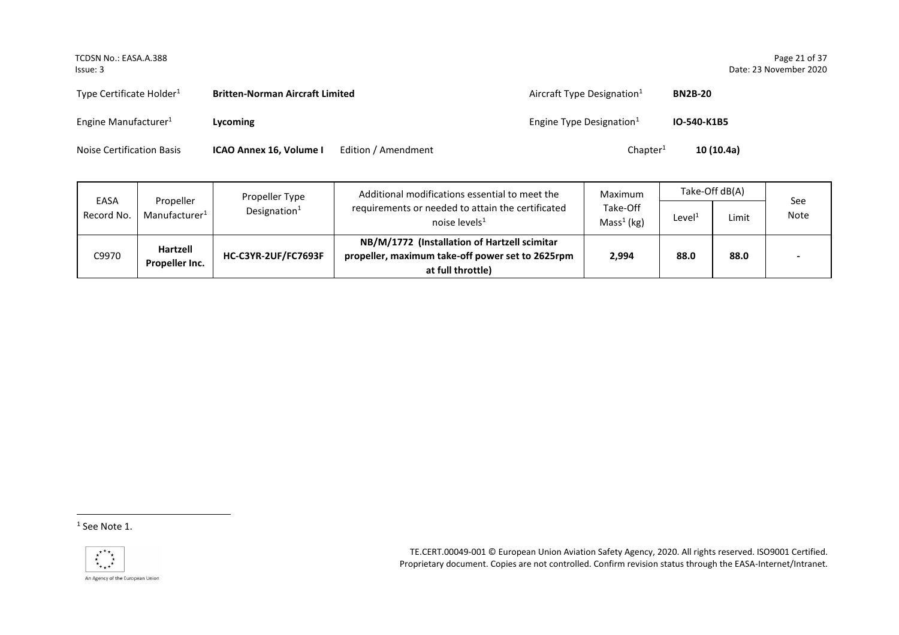| Type Certificate Holder[1] | **Britten-Norman Aircraft Limited** | | Aircraft Type Designation[1] | **BN2B-20** |
|---|---|---|---|---|
| Engine Manufacturer[1] | **Lycoming** | | Engine Type Designation[1] | **IO-540-K1B5** |
| Noise Certification Basis | **ICAO Annex 16, Volume I** | Edition / Amendment | Chapter[1] | **10 (10.4a)** |

| EASA Record No. | Propeller Manufacturer[1] | Propeller Type Designation[1] | Additional modifications essential to meet the requirements or needed to attain the certificated noise levels[1] | Maximum Take-Off Mass[1] (kg) | Take-Off dB(A) | | See Note |
|---|---|---|---|---|---|---|---|
| | | | | | Level[1] | Limit | |
| C9970 | **Hartzell Propeller Inc.** | **HC-C3YR-2UF/FC7693F** | **NB/M/1772 (Installation of Hartzell scimitar propeller, maximum take-off power set to 2625rpm at full throttle)** | **2,994** | **88.0** | **88.0** | - |

[1] See Note 1.

TE.CERT.00049-001 © European Union Aviation Safety Agency, 2020. All rights reserved. ISO9001 Certified. Proprietary document. Copies are not controlled. Confirm revision status through the EASA-Internet/Intranet.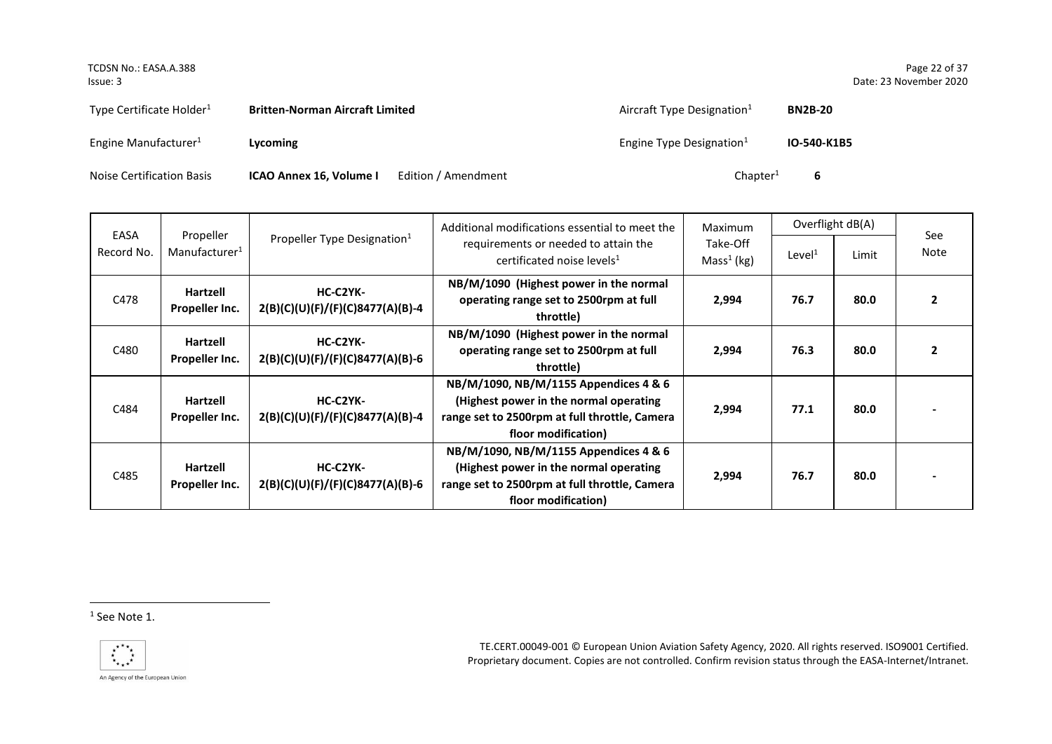| Type Certificate Holder[1] | **Britten-Norman Aircraft Limited** | Aircraft Type Designation[1] | **BN2B-20** |
|---|---|---|---|
| Engine Manufacturer[1] | **Lycoming** | Engine Type Designation[1] | **IO-540-K1B5** |
| Noise Certification Basis | **ICAO Annex 16, Volume I** Edition / Amendment | Chapter[1] | **6** |

| EASA Record No. | Propeller Manufacturer[1] | Propeller Type Designation[1] | Additional modifications essential to meet the requirements or needed to attain the certificated noise levels[1] | Maximum Take-Off Mass[1] (kg) | Overflight dB(A) | | See Note |
|---|---|---|---|---|---|---|---|
| | | | | | Level[1] | Limit | |
| C478 | **Hartzell Propeller Inc.** | **HC-C2YK-2(B)(C)(U)(F)/(F)(C)8477(A)(B)-4** | **NB/M/1090 (Highest power in the normal operating range set to 2500rpm at full throttle)** | **2,994** | **76.7** | **80.0** | **2** |
| C480 | **Hartzell Propeller Inc.** | **HC-C2YK-2(B)(C)(U)(F)/(F)(C)8477(A)(B)-6** | **NB/M/1090 (Highest power in the normal operating range set to 2500rpm at full throttle)** | **2,994** | **76.3** | **80.0** | **2** |
| C484 | **Hartzell Propeller Inc.** | **HC-C2YK-2(B)(C)(U)(F)/(F)(C)8477(A)(B)-4** | **NB/M/1090, NB/M/1155 Appendices 4 & 6 (Highest power in the normal operating range set to 2500rpm at full throttle, Camera floor modification)** | **2,994** | **77.1** | **80.0** | **-** |
| C485 | **Hartzell Propeller Inc.** | **HC-C2YK-2(B)(C)(U)(F)/(F)(C)8477(A)(B)-6** | **NB/M/1090, NB/M/1155 Appendices 4 & 6 (Highest power in the normal operating range set to 2500rpm at full throttle, Camera floor modification)** | **2,994** | **76.7** | **80.0** | **-** |

[1] See Note 1.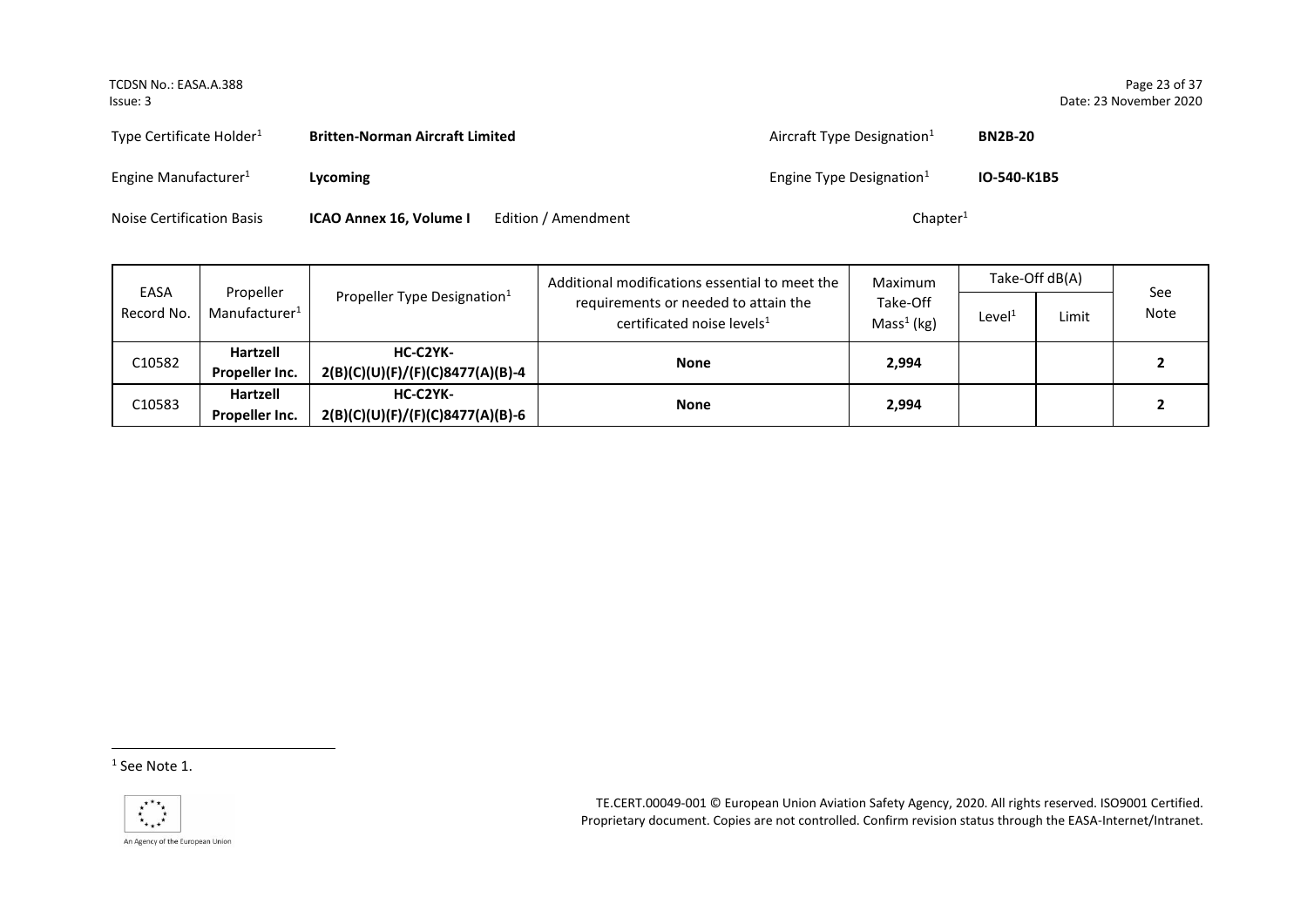| Type Certificate Holder[1] | **Britten-Norman Aircraft Limited** | | Aircraft Type Designation[1] | **BN2B-20** |
|---|---|---|---|---|
| Engine Manufacturer[1] | **Lycoming** | | Engine Type Designation[1] | **IO-540-K1B5** |
| Noise Certification Basis | **ICAO Annex 16, Volume I** | Edition / Amendment | Chapter[1] | |

| EASA Record No. | Propeller Manufacturer[1] | Propeller Type Designation[1] | Additional modifications essential to meet the requirements or needed to attain the certificated noise levels[1] | Maximum Take-Off Mass[1] (kg) | Take-Off dB(A) | | See Note |
|---|---|---|---|---|---|---|---|
| | | | | | Level[1] | Limit | |
| C10582 | **Hartzell Propeller Inc.** | **HC-C2YK-2(B)(C)(U)(F)/(F)(C)8477(A)(B)-4** | **None** | **2,994** | | | **2** |
| C10583 | **Hartzell Propeller Inc.** | **HC-C2YK-2(B)(C)(U)(F)/(F)(C)8477(A)(B)-6** | **None** | **2,994** | | | **2** |

[1] See Note 1.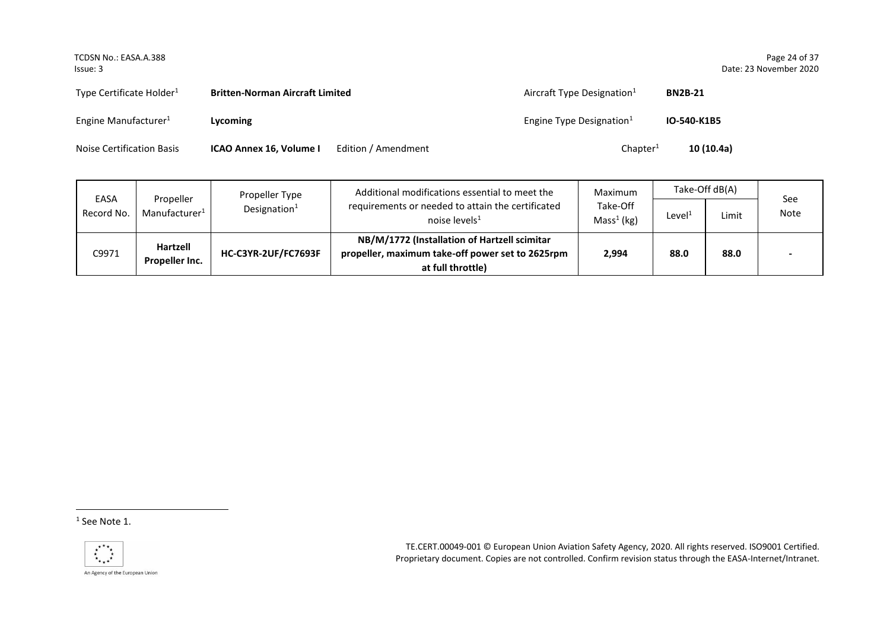| Type Certificate Holder[1] | **Britten-Norman Aircraft Limited** | | Aircraft Type Designation[1] | **BN2B-21** |
|---|---|---|---|---|
| Engine Manufacturer[1] | **Lycoming** | | Engine Type Designation[1] | **IO-540-K1B5** |
| Noise Certification Basis | **ICAO Annex 16, Volume I** | Edition / Amendment | Chapter[1] | **10 (10.4a)** |

| EASA Record No. | Propeller Manufacturer[1] | Propeller Type Designation[1] | Additional modifications essential to meet the requirements or needed to attain the certificated noise levels[1] | Maximum Take-Off Mass[1] (kg) | Take-Off dB(A) | | See Note |
|---|---|---|---|---|---|---|---|
| | | | | | Level[1] | Limit | |
| C9971 | **Hartzell Propeller Inc.** | **HC-C3YR-2UF/FC7693F** | **NB/M/1772 (Installation of Hartzell scimitar propeller, maximum take-off power set to 2625rpm at full throttle)** | **2,994** | **88.0** | **88.0** | - |

[1] See Note 1.

TE.CERT.00049-001 © European Union Aviation Safety Agency, 2020. All rights reserved. ISO9001 Certified. Proprietary document. Copies are not controlled. Confirm revision status through the EASA-Internet/Intranet.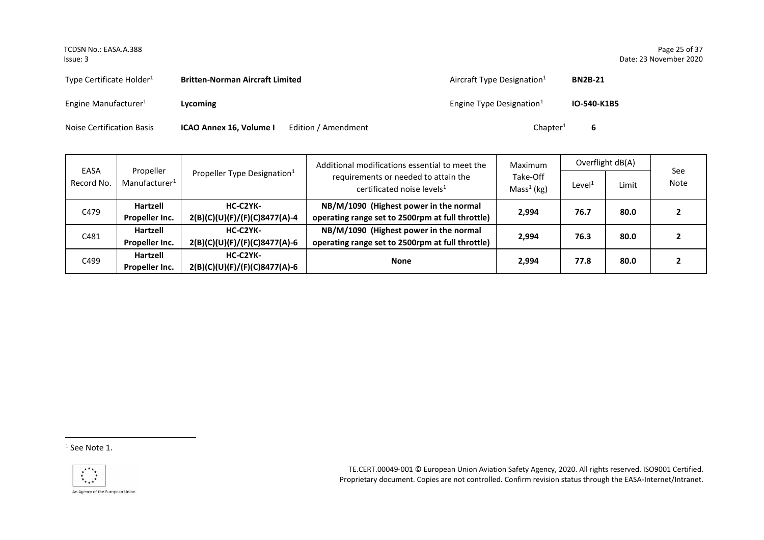| Type Certificate Holder[1] | **Britten-Norman Aircraft Limited** | Aircraft Type Designation[1] | **BN2B-21** |
|---|---|---|---|
| Engine Manufacturer[1] | **Lycoming** | Engine Type Designation[1] | **IO-540-K1B5** |
| Noise Certification Basis | **ICAO Annex 16, Volume I** Edition / Amendment | Chapter[1] | **6** |

| EASA Record No. | Propeller Manufacturer[1] | Propeller Type Designation[1] | Additional modifications essential to meet the requirements or needed to attain the certificated noise levels[1] | Maximum Take-Off Mass[1] (kg) | Overflight dB(A) | | See Note |
|---|---|---|---|---|---|---|---|
| | | | | | Level[1] | Limit | |
| C479 | **Hartzell Propeller Inc.** | **HC-C2YK-2(B)(C)(U)(F)/(F)(C)8477(A)-4** | **NB/M/1090 (Highest power in the normal operating range set to 2500rpm at full throttle)** | **2,994** | **76.7** | **80.0** | **2** |
| C481 | **Hartzell Propeller Inc.** | **HC-C2YK-2(B)(C)(U)(F)/(F)(C)8477(A)-6** | **NB/M/1090 (Highest power in the normal operating range set to 2500rpm at full throttle)** | **2,994** | **76.3** | **80.0** | **2** |
| C499 | **Hartzell Propeller Inc.** | **HC-C2YK-2(B)(C)(U)(F)/(F)(C)8477(A)-6** | **None** | **2,994** | **77.8** | **80.0** | **2** |

[1] See Note 1.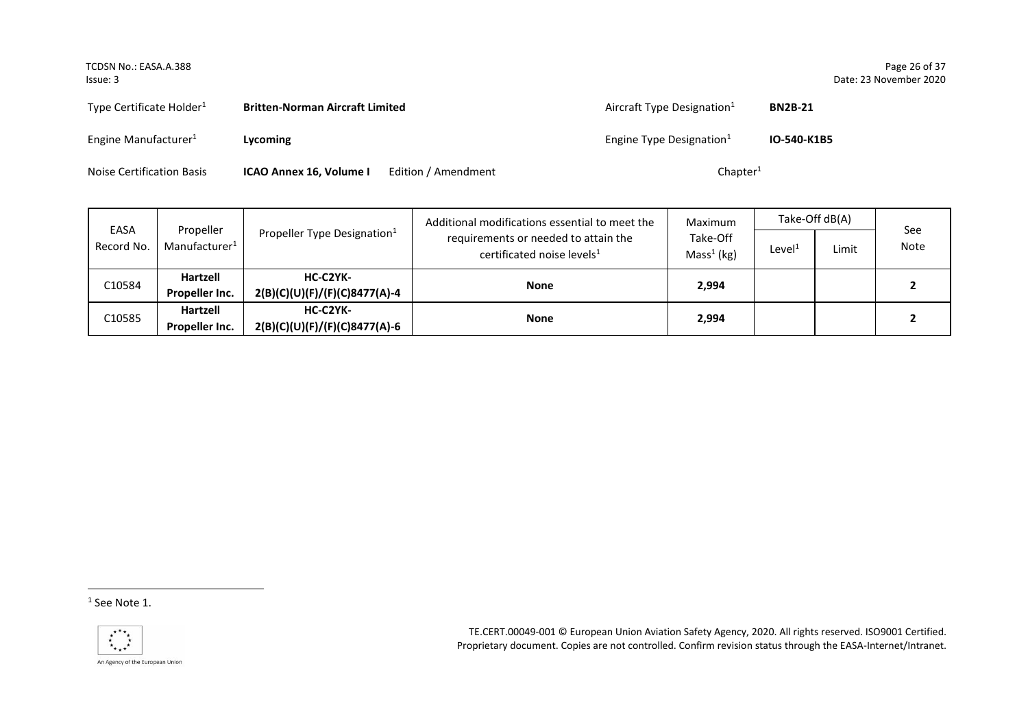| Type Certificate Holder[1] | **Britten-Norman Aircraft Limited** | | Aircraft Type Designation[1] | **BN2B-21** |
|---|---|---|---|---|
| Engine Manufacturer[1] | **Lycoming** | | Engine Type Designation[1] | **IO-540-K1B5** |
| Noise Certification Basis | **ICAO Annex 16, Volume I** | Edition / Amendment | Chapter[1] | |

| EASA Record No. | Propeller Manufacturer[1] | Propeller Type Designation[1] | Additional modifications essential to meet the requirements or needed to attain the certificated noise levels[1] | Maximum Take-Off Mass[1] (kg) | Take-Off dB(A) | | See Note |
|---|---|---|---|---|---|---|---|
| | | | | | Level[1] | Limit | |
| C10584 | **Hartzell Propeller Inc.** | **HC-C2YK-2(B)(C)(U)(F)/(F)(C)8477(A)-4** | **None** | **2,994** | | | **2** |
| C10585 | **Hartzell Propeller Inc.** | **HC-C2YK-2(B)(C)(U)(F)/(F)(C)8477(A)-6** | **None** | **2,994** | | | **2** |

[1] See Note 1.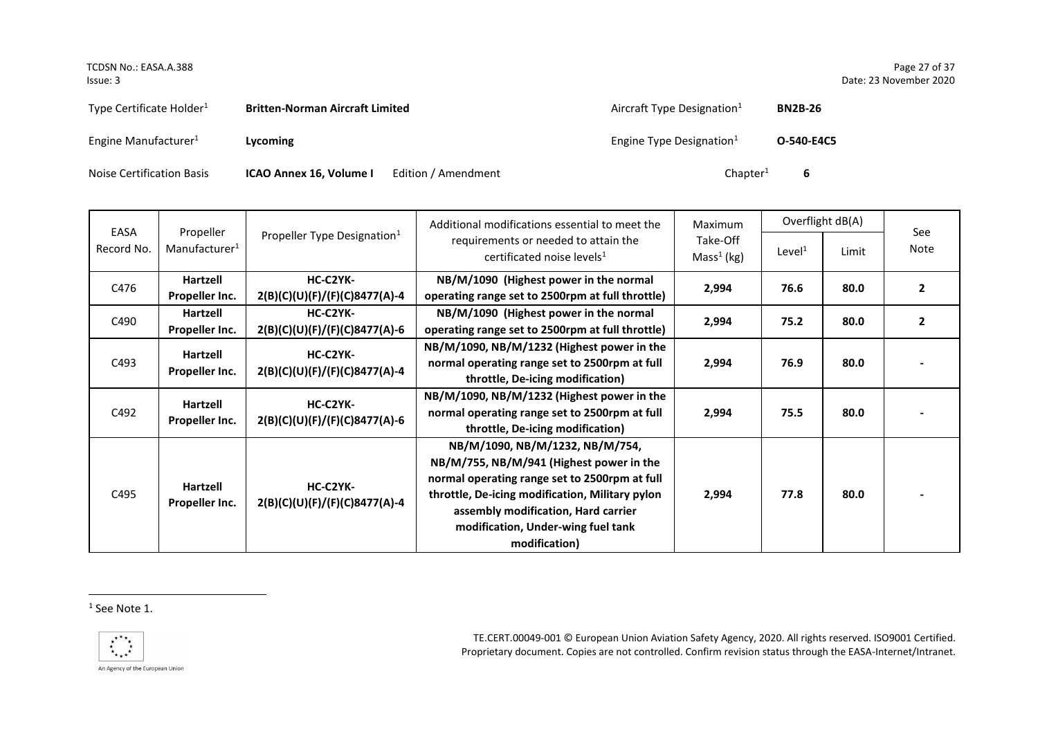| Type Certificate Holder[1] | **Britten-Norman Aircraft Limited** | Aircraft Type Designation[1] | **BN2B-26** |
|---|---|---|---|
| Engine Manufacturer[1] | **Lycoming** | Engine Type Designation[1] | **O-540-E4C5** |
| Noise Certification Basis | **ICAO Annex 16, Volume I** Edition / Amendment | Chapter[1] | **6** |

| EASA Record No. | Propeller Manufacturer[1] | Propeller Type Designation[1] | Additional modifications essential to meet the requirements or needed to attain the certificated noise levels[1] | Maximum Take-Off Mass[1] (kg) | Overflight dB(A) | | See Note |
|---|---|---|---|---|---|---|---|
| | | | | | Level[1] | Limit | |
| C476 | **Hartzell Propeller Inc.** | **HC-C2YK-2(B)(C)(U)(F)/(F)(C)8477(A)-4** | **NB/M/1090 (Highest power in the normal operating range set to 2500rpm at full throttle)** | **2,994** | **76.6** | **80.0** | **2** |
| C490 | **Hartzell Propeller Inc.** | **HC-C2YK-2(B)(C)(U)(F)/(F)(C)8477(A)-6** | **NB/M/1090 (Highest power in the normal operating range set to 2500rpm at full throttle)** | **2,994** | **75.2** | **80.0** | **2** |
| C493 | **Hartzell Propeller Inc.** | **HC-C2YK-2(B)(C)(U)(F)/(F)(C)8477(A)-4** | **NB/M/1090, NB/M/1232 (Highest power in the normal operating range set to 2500rpm at full throttle, De-icing modification)** | **2,994** | **76.9** | **80.0** | **-** |
| C492 | **Hartzell Propeller Inc.** | **HC-C2YK-2(B)(C)(U)(F)/(F)(C)8477(A)-6** | **NB/M/1090, NB/M/1232 (Highest power in the normal operating range set to 2500rpm at full throttle, De-icing modification)** | **2,994** | **75.5** | **80.0** | **-** |
| C495 | **Hartzell Propeller Inc.** | **HC-C2YK-2(B)(C)(U)(F)/(F)(C)8477(A)-4** | **NB/M/1090, NB/M/1232, NB/M/754, NB/M/755, NB/M/941 (Highest power in the normal operating range set to 2500rpm at full throttle, De-icing modification, Military pylon assembly modification, Hard carrier modification, Under-wing fuel tank modification)** | **2,994** | **77.8** | **80.0** | **-** |

[1] See Note 1.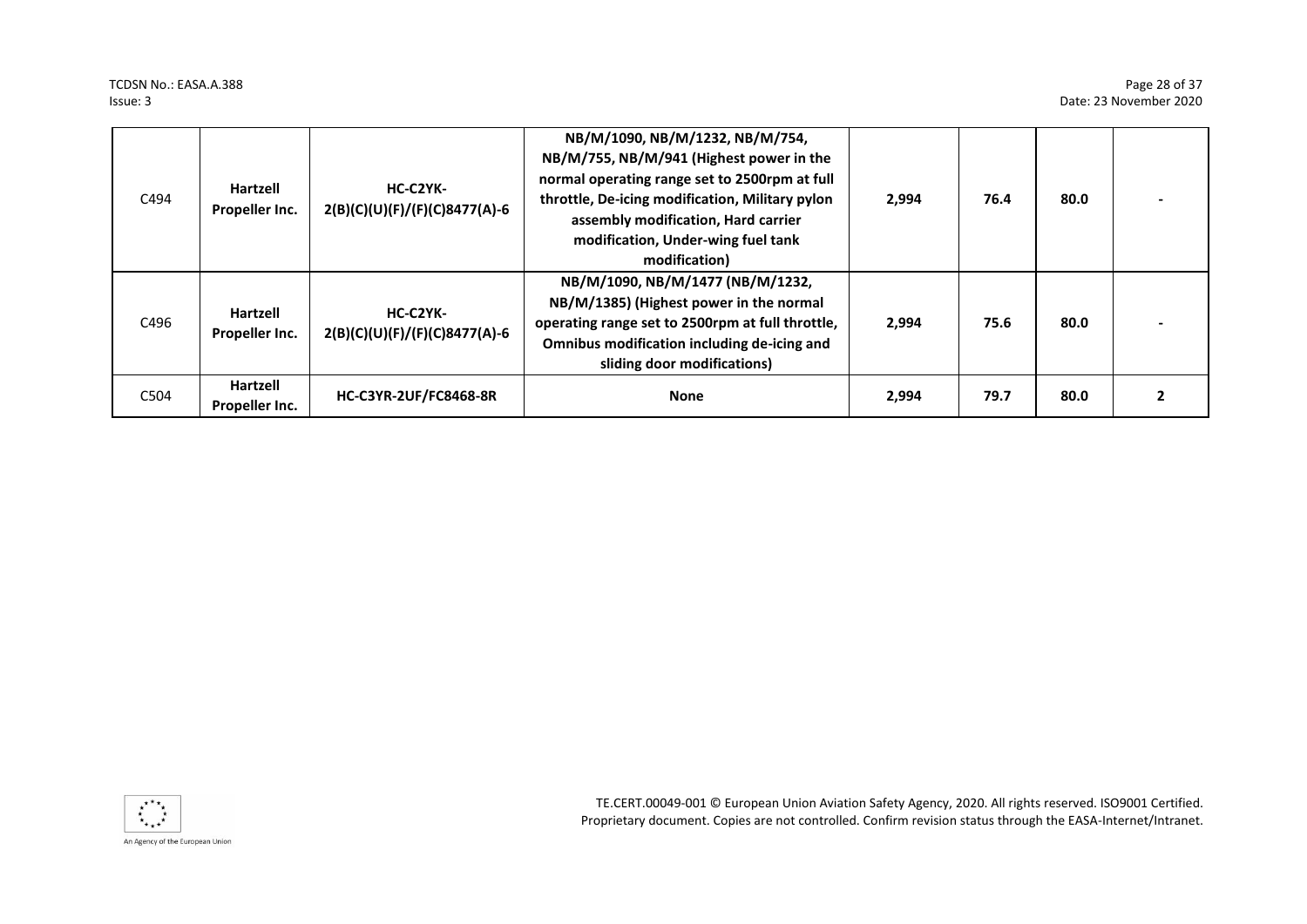| C494 | **Hartzell Propeller Inc.** | **HC-C2YK-2(B)(C)(U)(F)/(F)(C)8477(A)-6** | **NB/M/1090, NB/M/1232, NB/M/754, NB/M/755, NB/M/941 (Highest power in the normal operating range set to 2500rpm at full throttle, De-icing modification, Military pylon assembly modification, Hard carrier modification, Under-wing fuel tank modification)** | **2,994** | **76.4** | **80.0** | **-** |
|---|---|---|---|---|---|---|---|
| C496 | **Hartzell Propeller Inc.** | **HC-C2YK-2(B)(C)(U)(F)/(F)(C)8477(A)-6** | **NB/M/1090, NB/M/1477 (NB/M/1232, NB/M/1385) (Highest power in the normal operating range set to 2500rpm at full throttle, Omnibus modification including de-icing and sliding door modifications)** | **2,994** | **75.6** | **80.0** | **-** |
| C504 | **Hartzell Propeller Inc.** | **HC-C3YR-2UF/FC8468-8R** | **None** | **2,994** | **79.7** | **80.0** | **2** |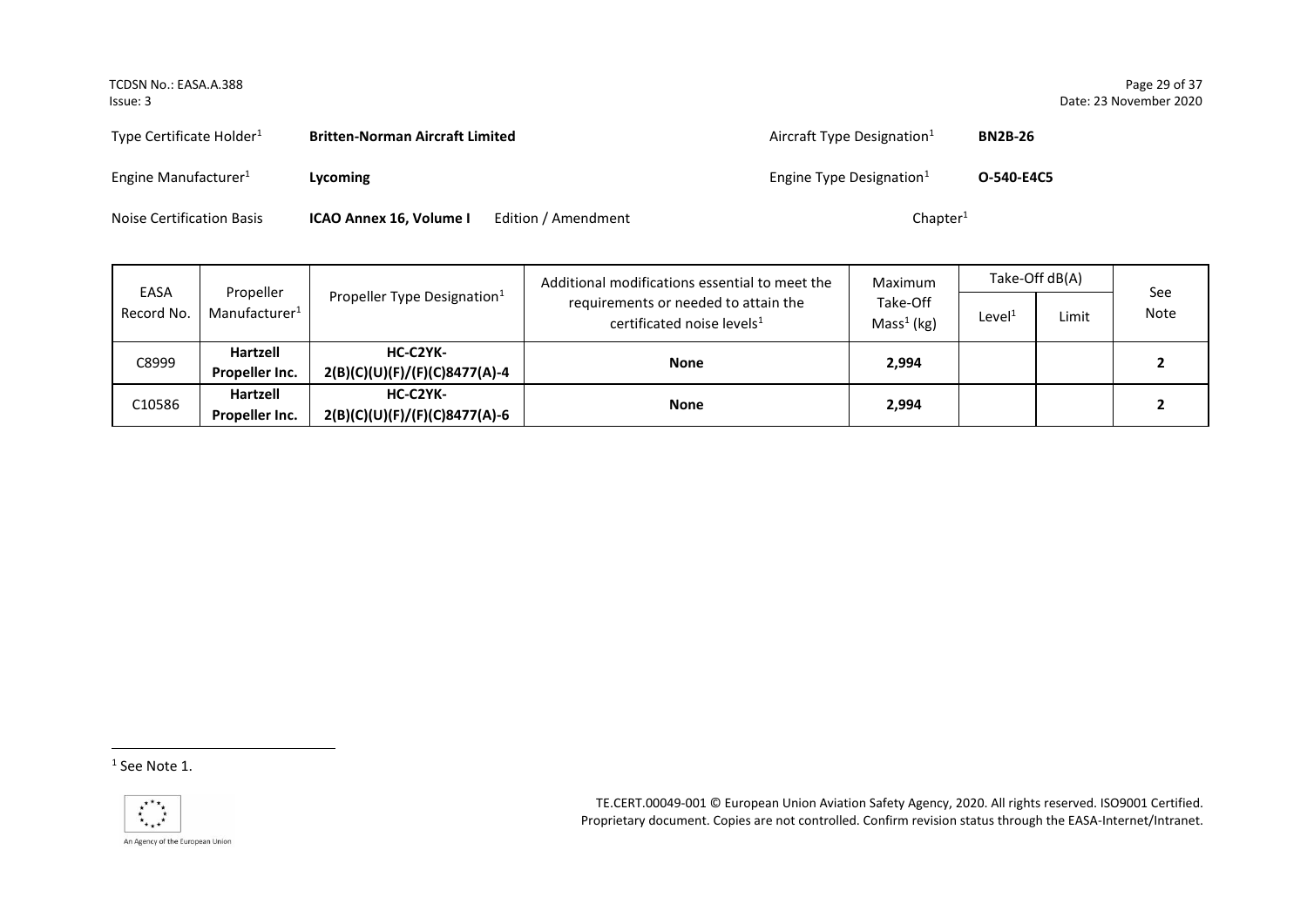| | | | |
|---|---|---|---|
| Type Certificate Holder[1] | **Britten-Norman Aircraft Limited** | Aircraft Type Designation[1] | **BN2B-26** |
| Engine Manufacturer[1] | **Lycoming** | Engine Type Designation[1] | **O-540-E4C5** |
| Noise Certification Basis | **ICAO Annex 16, Volume I** Edition / Amendment | Chapter[1] | |

| EASA Record No. | Propeller Manufacturer[1] | Propeller Type Designation[1] | Additional modifications essential to meet the requirements or needed to attain the certificated noise levels[1] | Maximum Take-Off Mass[1] (kg) | Take-Off dB(A) | | See Note |
|---|---|---|---|---|---|---|---|
| | | | | | Level[1] | Limit | |
| C8999 | **Hartzell Propeller Inc.** | **HC-C2YK-2(B)(C)(U)(F)/(F)(C)8477(A)-4** | **None** | **2,994** | | | **2** |
| C10586 | **Hartzell Propeller Inc.** | **HC-C2YK-2(B)(C)(U)(F)/(F)(C)8477(A)-6** | **None** | **2,994** | | | **2** |

[1] See Note 1.

TE.CERT.00049-001 © European Union Aviation Safety Agency, 2020. All rights reserved. ISO9001 Certified. Proprietary document. Copies are not controlled. Confirm revision status through the EASA-Internet/Intranet.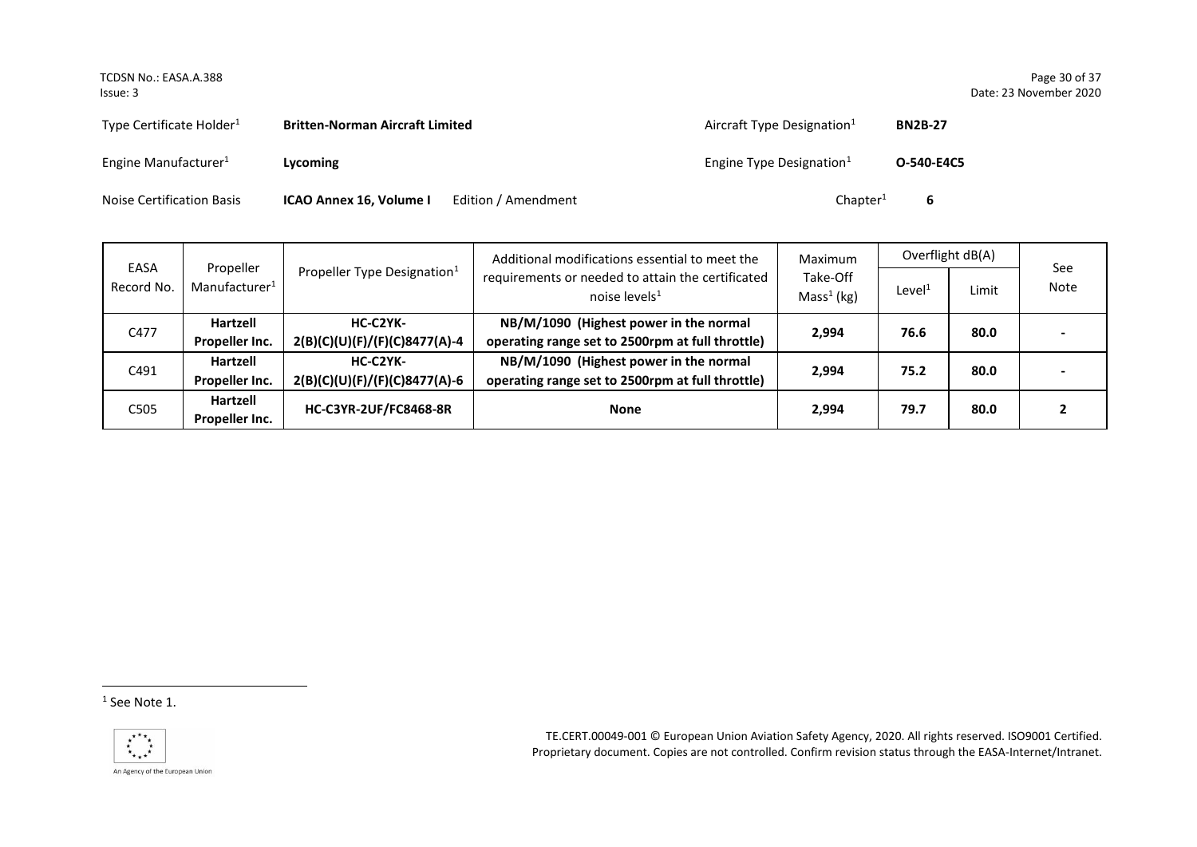| Type Certificate Holder[1] | **Britten-Norman Aircraft Limited** | | Aircraft Type Designation[1] | **BN2B-27** |
|---|---|---|---|---|
| Engine Manufacturer[1] | **Lycoming** | | Engine Type Designation[1] | **O-540-E4C5** |
| Noise Certification Basis | **ICAO Annex 16, Volume I** | Edition / Amendment | Chapter[1] | **6** |

| EASA Record No. | Propeller Manufacturer[1] | Propeller Type Designation[1] | Additional modifications essential to meet the requirements or needed to attain the certificated noise levels[1] | Maximum Take-Off Mass[1] (kg) | Overflight dB(A) | | See Note |
|---|---|---|---|---|---|---|---|
| | | | | | Level[1] | Limit | |
| C477 | **Hartzell Propeller Inc.** | **HC-C2YK-2(B)(C)(U)(F)/(F)(C)8477(A)-4** | **NB/M/1090 (Highest power in the normal operating range set to 2500rpm at full throttle)** | **2,994** | **76.6** | **80.0** | **-** |
| C491 | **Hartzell Propeller Inc.** | **HC-C2YK-2(B)(C)(U)(F)/(F)(C)8477(A)-6** | **NB/M/1090 (Highest power in the normal operating range set to 2500rpm at full throttle)** | **2,994** | **75.2** | **80.0** | **-** |
| C505 | **Hartzell Propeller Inc.** | **HC-C3YR-2UF/FC8468-8R** | **None** | **2,994** | **79.7** | **80.0** | **2** |

[1] See Note 1.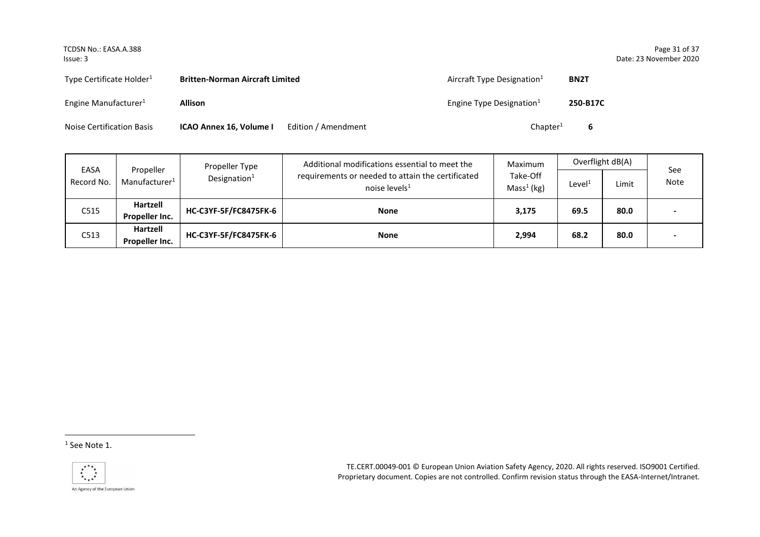| Type Certificate Holder[1] | **Britten-Norman Aircraft Limited** | | Aircraft Type Designation[1] | **BN2T** |
|---|---|---|---|---|
| Engine Manufacturer[1] | **Allison** | | Engine Type Designation[1] | **250-B17C** |
| Noise Certification Basis | **ICAO Annex 16, Volume I** | Edition / Amendment | Chapter[1] | **6** |

| EASA Record No. | Propeller Manufacturer[1] | Propeller Type Designation[1] | Additional modifications essential to meet the requirements or needed to attain the certificated noise levels[1] | Maximum Take-Off Mass[1] (kg) | Overflight dB(A) | | See Note |
|---|---|---|---|---|---|---|---|
| | | | | | Level[1] | Limit | |
| C515 | **Hartzell Propeller Inc.** | **HC-C3YF-5F/FC8475FK-6** | **None** | **3,175** | **69.5** | **80.0** | **-** |
| C513 | **Hartzell Propeller Inc.** | **HC-C3YF-5F/FC8475FK-6** | **None** | **2,994** | **68.2** | **80.0** | **-** |

[1] See Note 1.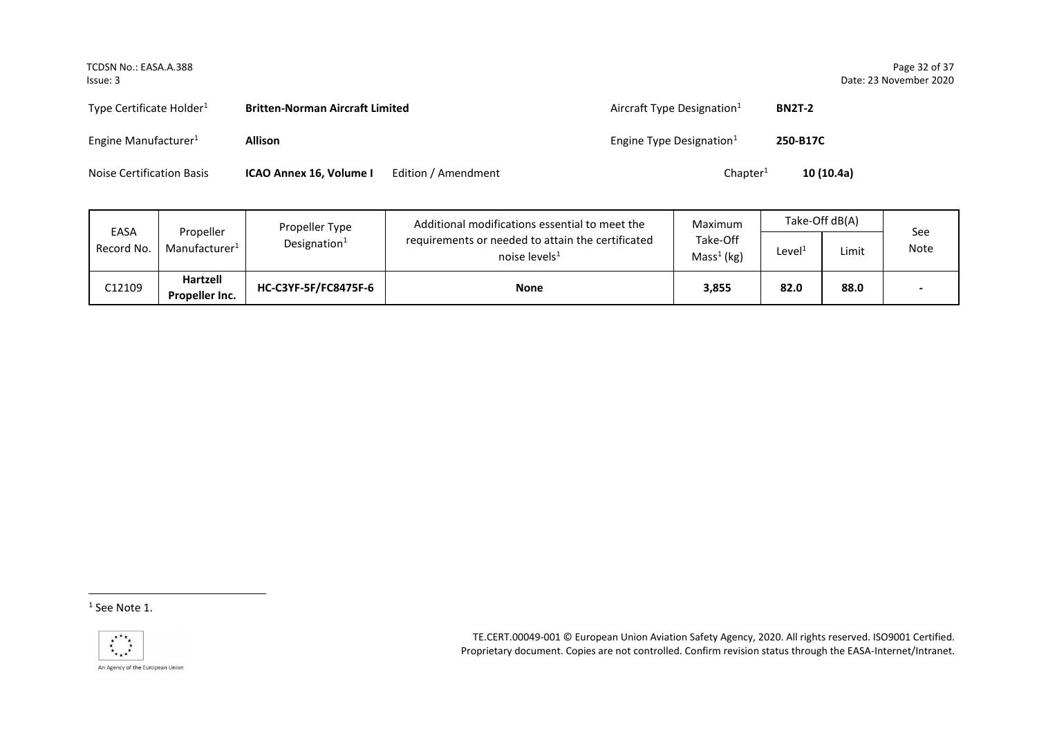| Type Certificate Holder[1] | **Britten-Norman Aircraft Limited** | | Aircraft Type Designation[1] | **BN2T-2** |
|---|---|---|---|---|
| Engine Manufacturer[1] | **Allison** | | Engine Type Designation[1] | **250-B17C** |
| Noise Certification Basis | **ICAO Annex 16, Volume I** | Edition / Amendment | Chapter[1] | **10 (10.4a)** |

| EASA Record No. | Propeller Manufacturer[1] | Propeller Type Designation[1] | Additional modifications essential to meet the requirements or needed to attain the certificated noise levels[1] | Maximum Take-Off Mass[1] (kg) | Take-Off dB(A) | | See Note |
|---|---|---|---|---|---|---|---|
| | | | | | Level[1] | Limit | |
| C12109 | **Hartzell Propeller Inc.** | **HC-C3YF-5F/FC8475F-6** | **None** | **3,855** | **82.0** | **88.0** | **-** |

[1] See Note 1.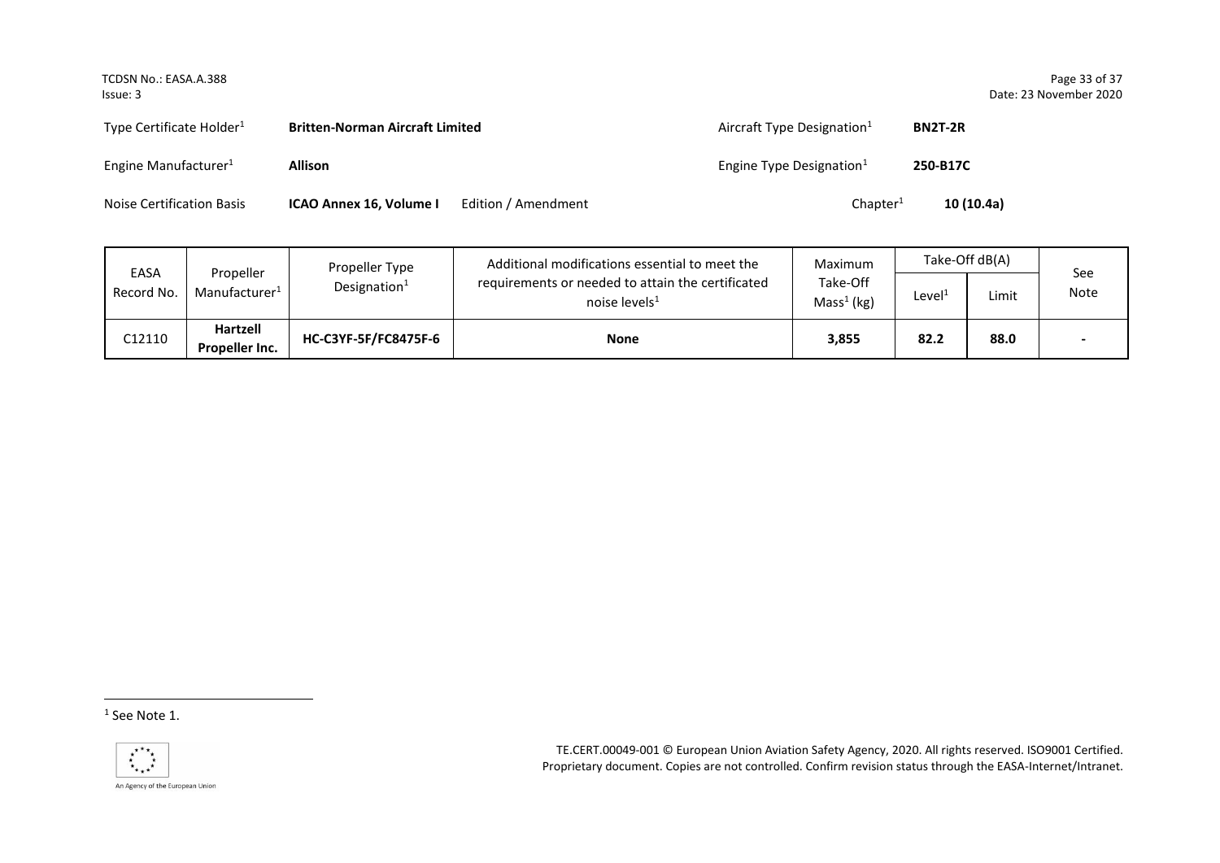Type Certificate Holder[1] **Britten-Norman Aircraft Limited** Aircraft Type Designation[1] **BN2T-2R**

Engine Manufacturer[1] **Allison** Engine Type Designation[1] **250-B17C**

Noise Certification Basis **ICAO Annex 16, Volume I** Edition / Amendment Chapter[1] **10 (10.4a)**

| EASA Record No. | Propeller Manufacturer[1] | Propeller Type Designation[1] | Additional modifications essential to meet the requirements or needed to attain the certificated noise levels[1] | Maximum Take-Off Mass[1] (kg) | Take-Off dB(A) | | See Note |
|---|---|---|---|---|---|---|---|
| | | | | | Level[1] | Limit | |
| C12110 | **Hartzell Propeller Inc.** | **HC-C3YF-5F/FC8475F-6** | **None** | **3,855** | **82.2** | **88.0** | **-** |

[1] See Note 1.

TE.CERT.00049-001 © European Union Aviation Safety Agency, 2020. All rights reserved. ISO9001 Certified. Proprietary document. Copies are not controlled. Confirm revision status through the EASA-Internet/Intranet.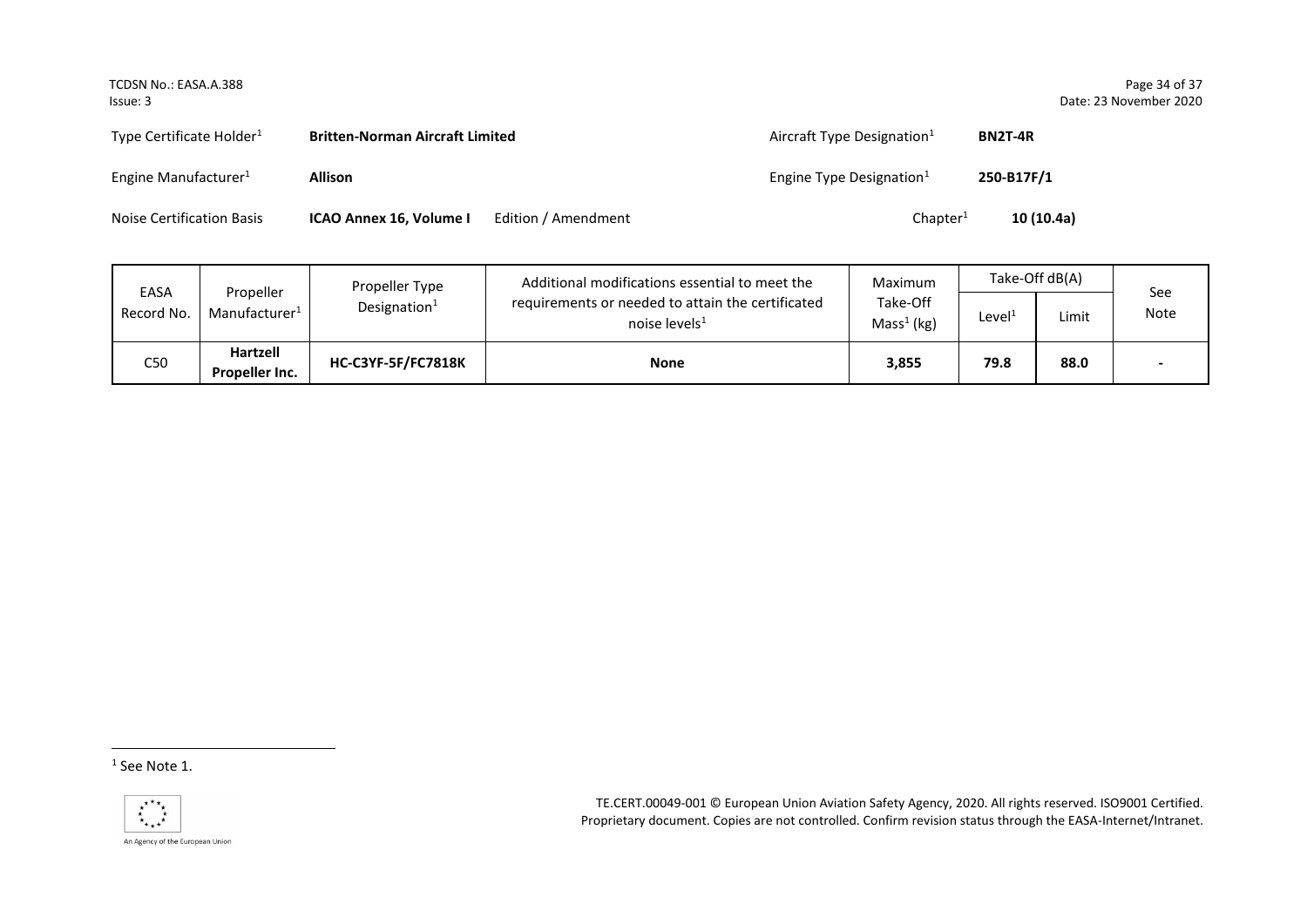| Type Certificate Holder[1] | **Britten-Norman Aircraft Limited** | Aircraft Type Designation[1] | **BN2T-4R** |
|---|---|---|---|
| Engine Manufacturer[1] | **Allison** | Engine Type Designation[1] | **250-B17F/1** |
| Noise Certification Basis | **ICAO Annex 16, Volume I** Edition / Amendment | Chapter[1] | **10 (10.4a)** |

| EASA Record No. | Propeller Manufacturer[1] | Propeller Type Designation[1] | Additional modifications essential to meet the requirements or needed to attain the certificated noise levels[1] | Maximum Take-Off Mass[1] (kg) | Take-Off dB(A) | | See Note |
|---|---|---|---|---|---|---|---|
| | | | | | Level[1] | Limit | |
| C50 | **Hartzell Propeller Inc.** | **HC-C3YF-5F/FC7818K** | **None** | **3,855** | **79.8** | **88.0** | **-** |

[1] See Note 1.

TE.CERT.00049-001 © European Union Aviation Safety Agency, 2020. All rights reserved. ISO9001 Certified. Proprietary document. Copies are not controlled. Confirm revision status through the EASA-Internet/Intranet.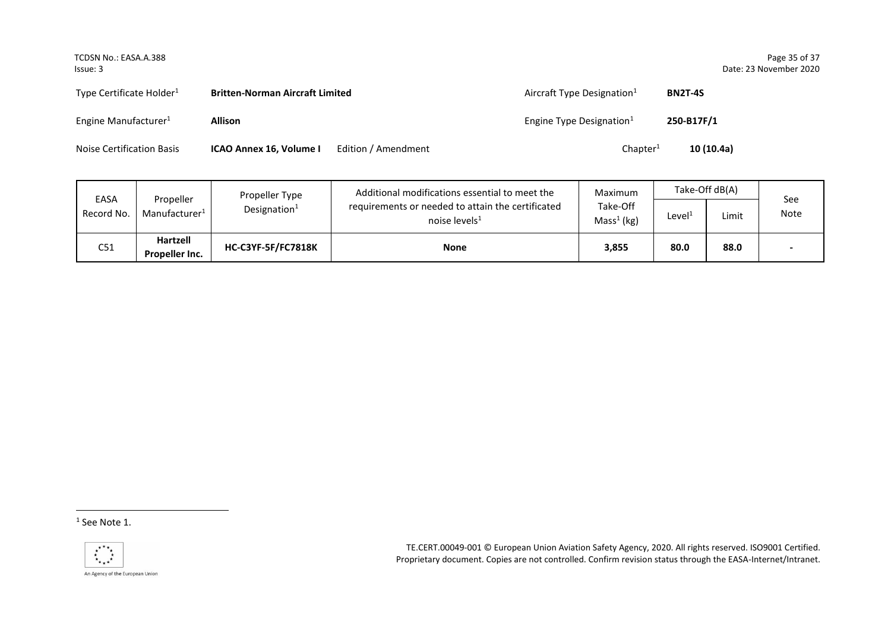| Type Certificate Holder[1] | **Britten-Norman Aircraft Limited** | | Aircraft Type Designation[1] | **BN2T-4S** |
|---|---|---|---|---|
| Engine Manufacturer[1] | **Allison** | | Engine Type Designation[1] | **250-B17F/1** |
| Noise Certification Basis | **ICAO Annex 16, Volume I** | Edition / Amendment | Chapter[1] | **10 (10.4a)** |

| EASA Record No. | Propeller Manufacturer[1] | Propeller Type Designation[1] | Additional modifications essential to meet the requirements or needed to attain the certificated noise levels[1] | Maximum Take-Off Mass[1] (kg) | Take-Off dB(A) | | See Note |
|---|---|---|---|---|---|---|---|
| | | | | | Level[1] | Limit | |
| C51 | **Hartzell Propeller Inc.** | **HC-C3YF-5F/FC7818K** | **None** | **3,855** | **80.0** | **88.0** | **-** |

[1] See Note 1.

TE.CERT.00049-001 © European Union Aviation Safety Agency, 2020. All rights reserved. ISO9001 Certified. Proprietary document. Copies are not controlled. Confirm revision status through the EASA-Internet/Intranet.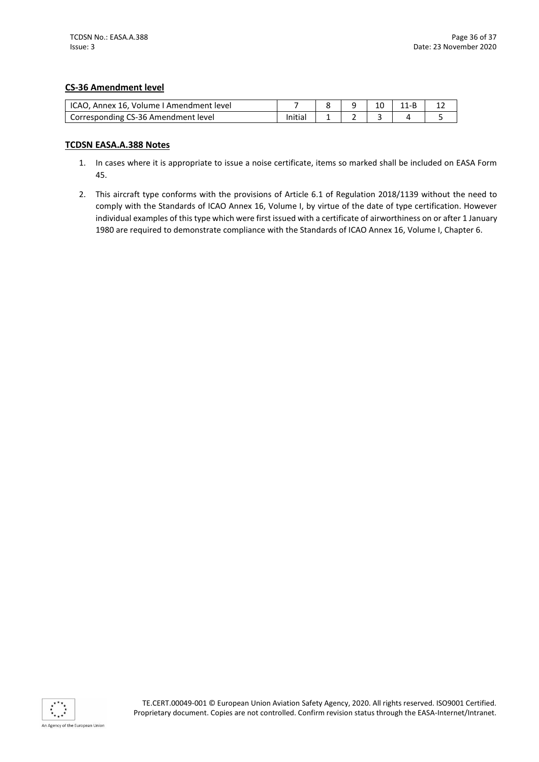**CS-36 Amendment level**

| ICAO, Annex 16, Volume I Amendment level | 7 | 8 | 9 | 10 | 11-B | 12 |
|---|---|---|---|---|---|---|
| Corresponding CS-36 Amendment level | Initial | 1 | 2 | 3 | 4 | 5 |

**TCDSN EASA.A.388 Notes**

1. In cases where it is appropriate to issue a noise certificate, items so marked shall be included on EASA Form 45.
2. This aircraft type conforms with the provisions of Article 6.1 of Regulation 2018/1139 without the need to comply with the Standards of ICAO Annex 16, Volume I, by virtue of the date of type certification. However individual examples of this type which were first issued with a certificate of airworthiness on or after 1 January 1980 are required to demonstrate compliance with the Standards of ICAO Annex 16, Volume I, Chapter 6.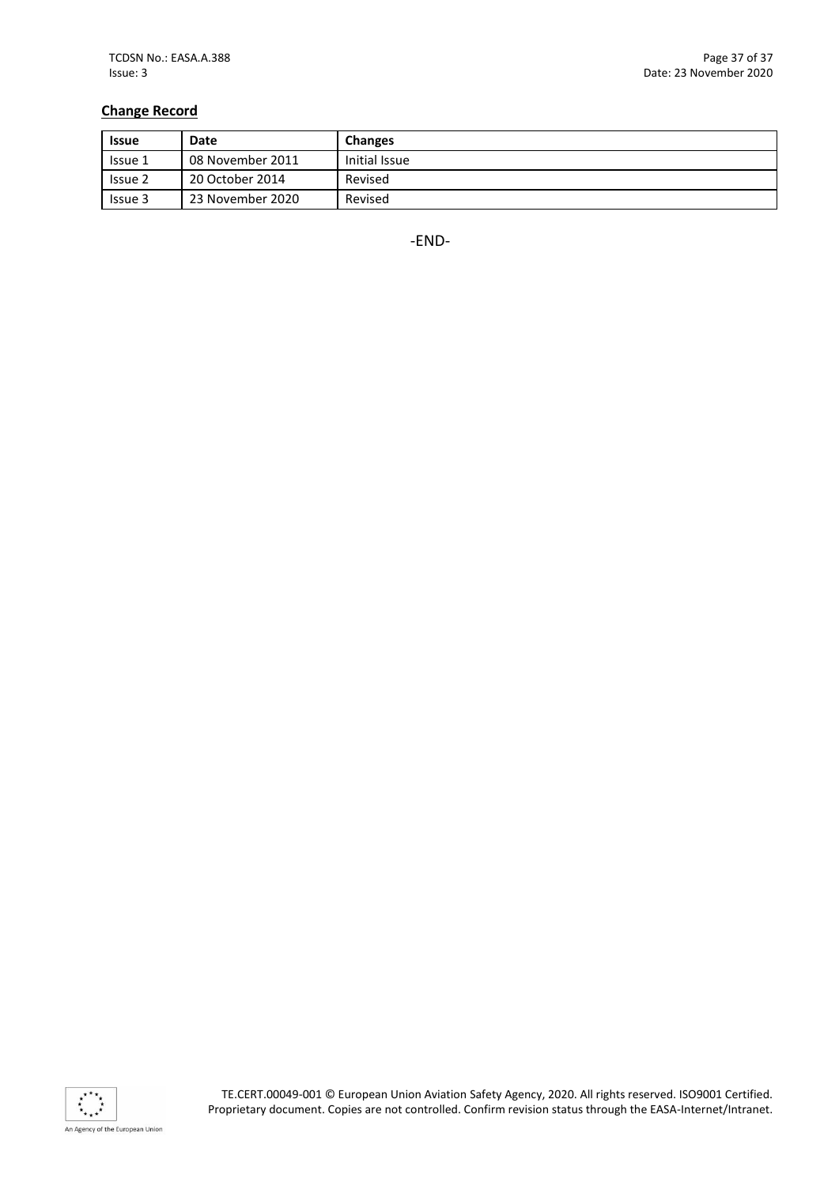**Change Record**

| Issue | Date | Changes |
|---|---|---|
| Issue 1 | 08 November 2011 | Initial Issue |
| Issue 2 | 20 October 2014 | Revised |
| Issue 3 | 23 November 2020 | Revised |

-END-